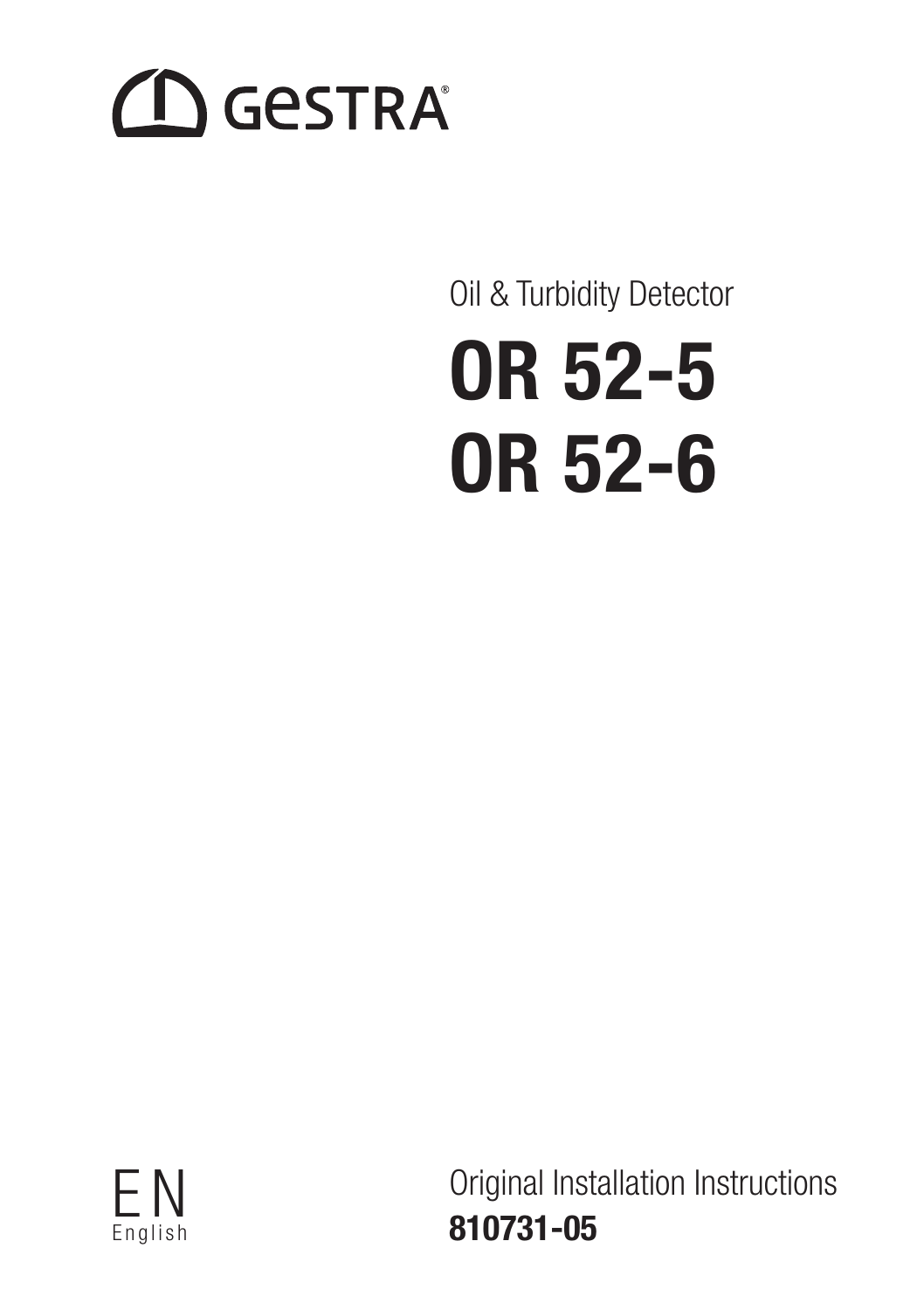GESTRA

Oil & Turbidity Detector

# OR 52-5
# OR 52-6

EN
English

Original Installation Instructions
**810731-05**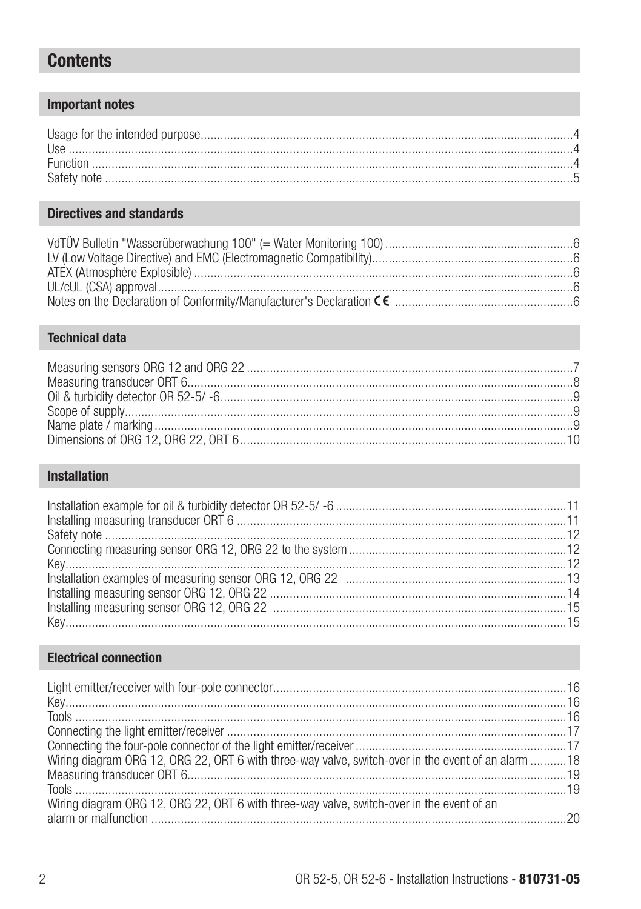# Contents

## Important notes

Usage for the intended purpose....4
Use....4
Function....4
Safety note....5

## Directives and standards

VdTÜV Bulletin "Wasserüberwachung 100" (= Water Monitoring 100)....6
LV (Low Voltage Directive) and EMC (Electromagnetic Compatibility)....6
ATEX (Atmosphère Explosible)....6
UL/cUL (CSA) approval....6
Notes on the Declaration of Conformity/Manufacturer's Declaration CE....6

## Technical data

Measuring sensors ORG 12 and ORG 22....7
Measuring transducer ORT 6....8
Oil & turbidity detector OR 52-5/ -6....9
Scope of supply....9
Name plate / marking....9
Dimensions of ORG 12, ORG 22, ORT 6....10

## Installation

Installation example for oil & turbidity detector OR 52-5/ -6....11
Installing measuring transducer ORT 6....11
Safety note....12
Connecting measuring sensor ORG 12, ORG 22 to the system....12
Key....12
Installation examples of measuring sensor ORG 12, ORG 22....13
Installing measuring sensor ORG 12, ORG 22....14
Installing measuring sensor ORG 12, ORG 22....15
Key....15

## Electrical connection

Light emitter/receiver with four-pole connector....16
Key....16
Tools....16
Connecting the light emitter/receiver....17
Connecting the four-pole connector of the light emitter/receiver....17
Wiring diagram ORG 12, ORG 22, ORT 6 with three-way valve, switch-over in the event of an alarm....18
Measuring transducer ORT 6....19
Tools....19
Wiring diagram ORG 12, ORG 22, ORT 6 with three-way valve, switch-over in the event of an alarm or malfunction....20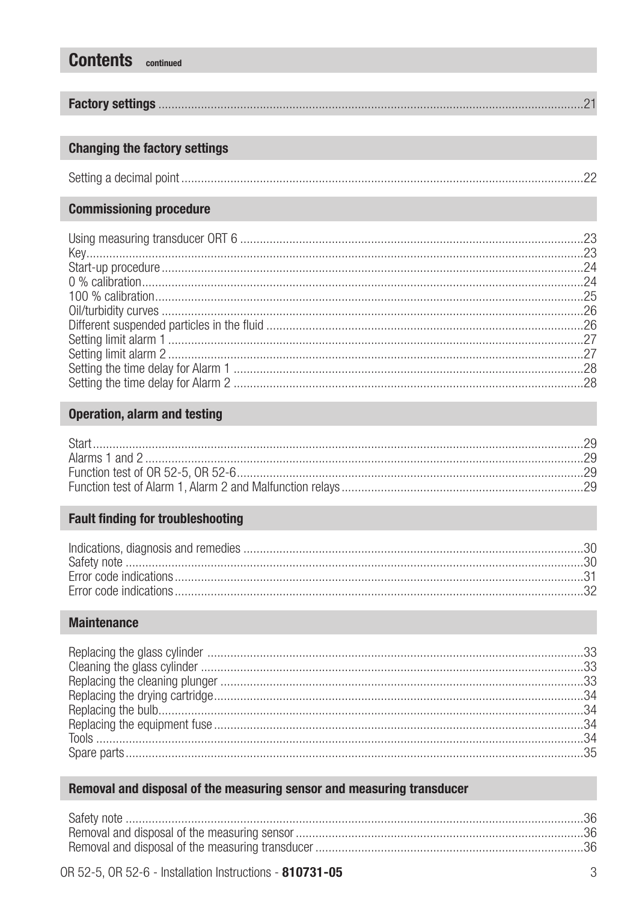## Contents continued

**Factory settings** ..... 21

### Changing the factory settings

Setting a decimal point ..... 22

### Commissioning procedure

Using measuring transducer ORT 6 ..... 23
Key ..... 23
Start-up procedure ..... 24
0 % calibration ..... 24
100 % calibration ..... 25
Oil/turbidity curves ..... 26
Different suspended particles in the fluid ..... 26
Setting limit alarm 1 ..... 27
Setting limit alarm 2 ..... 27
Setting the time delay for Alarm 1 ..... 28
Setting the time delay for Alarm 2 ..... 28

### Operation, alarm and testing

Start ..... 29
Alarms 1 and 2 ..... 29
Function test of OR 52-5, OR 52-6 ..... 29
Function test of Alarm 1, Alarm 2 and Malfunction relays ..... 29

### Fault finding for troubleshooting

Indications, diagnosis and remedies ..... 30
Safety note ..... 30
Error code indications ..... 31
Error code indications ..... 32

### Maintenance

Replacing the glass cylinder ..... 33
Cleaning the glass cylinder ..... 33
Replacing the cleaning plunger ..... 33
Replacing the drying cartridge ..... 34
Replacing the bulb ..... 34
Replacing the equipment fuse ..... 34
Tools ..... 34
Spare parts ..... 35

### Removal and disposal of the measuring sensor and measuring transducer

Safety note ..... 36
Removal and disposal of the measuring sensor ..... 36
Removal and disposal of the measuring transducer ..... 36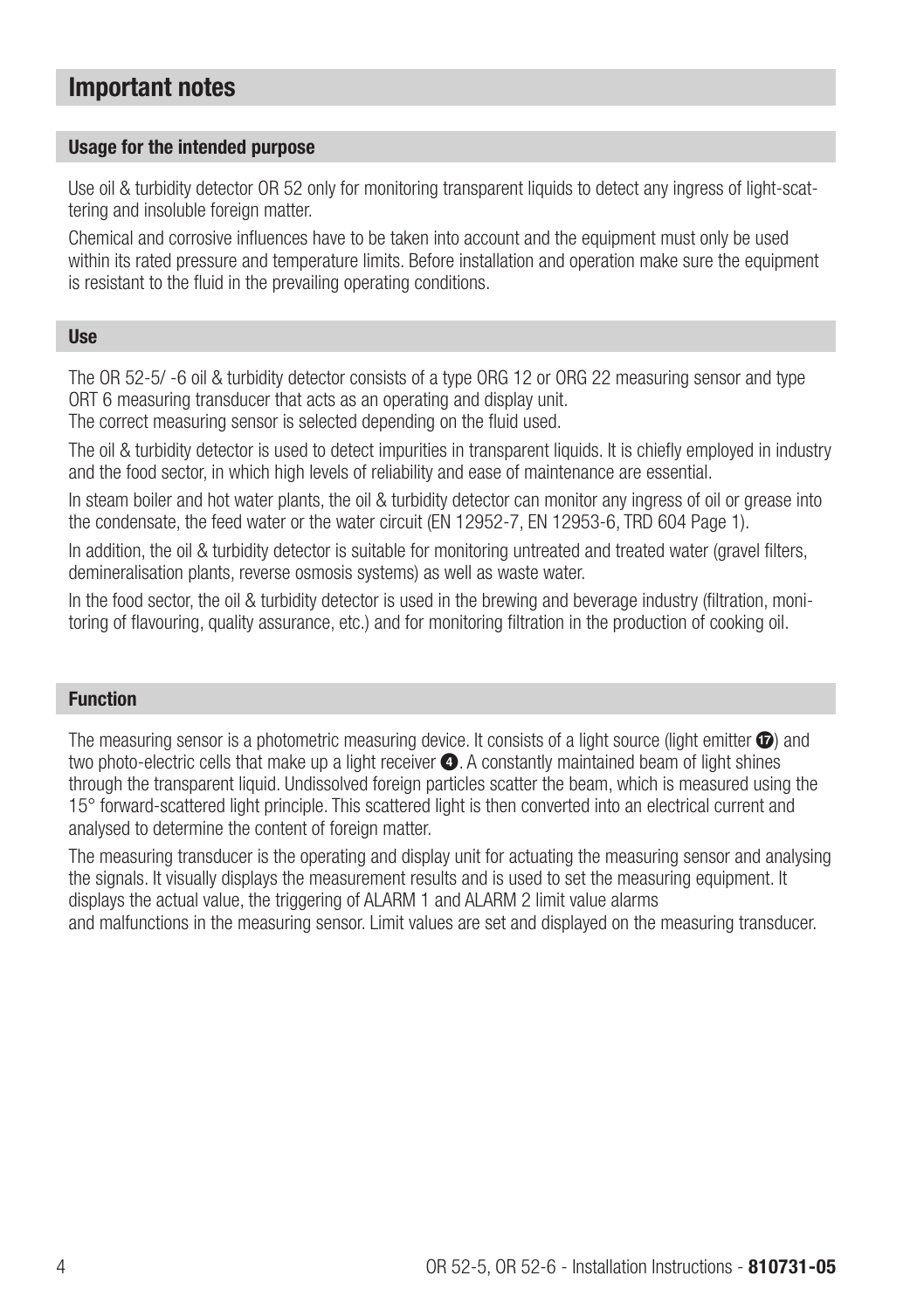# Important notes

## Usage for the intended purpose

Use oil & turbidity detector OR 52 only for monitoring transparent liquids to detect any ingress of light-scattering and insoluble foreign matter.

Chemical and corrosive influences have to be taken into account and the equipment must only be used within its rated pressure and temperature limits. Before installation and operation make sure the equipment is resistant to the fluid in the prevailing operating conditions.

## Use

The OR 52-5/ -6 oil & turbidity detector consists of a type ORG 12 or ORG 22 measuring sensor and type ORT 6 measuring transducer that acts as an operating and display unit.
The correct measuring sensor is selected depending on the fluid used.

The oil & turbidity detector is used to detect impurities in transparent liquids. It is chiefly employed in industry and the food sector, in which high levels of reliability and ease of maintenance are essential.

In steam boiler and hot water plants, the oil & turbidity detector can monitor any ingress of oil or grease into the condensate, the feed water or the water circuit (EN 12952-7, EN 12953-6, TRD 604 Page 1).

In addition, the oil & turbidity detector is suitable for monitoring untreated and treated water (gravel filters, demineralisation plants, reverse osmosis systems) as well as waste water.

In the food sector, the oil & turbidity detector is used in the brewing and beverage industry (filtration, monitoring of flavouring, quality assurance, etc.) and for monitoring filtration in the production of cooking oil.

## Function

The measuring sensor is a photometric measuring device. It consists of a light source (light emitter ⓱) and two photo-electric cells that make up a light receiver ❹. A constantly maintained beam of light shines through the transparent liquid. Undissolved foreign particles scatter the beam, which is measured using the 15° forward-scattered light principle. This scattered light is then converted into an electrical current and analysed to determine the content of foreign matter.

The measuring transducer is the operating and display unit for actuating the measuring sensor and analysing the signals. It visually displays the measurement results and is used to set the measuring equipment. It displays the actual value, the triggering of ALARM 1 and ALARM 2 limit value alarms
and malfunctions in the measuring sensor. Limit values are set and displayed on the measuring transducer.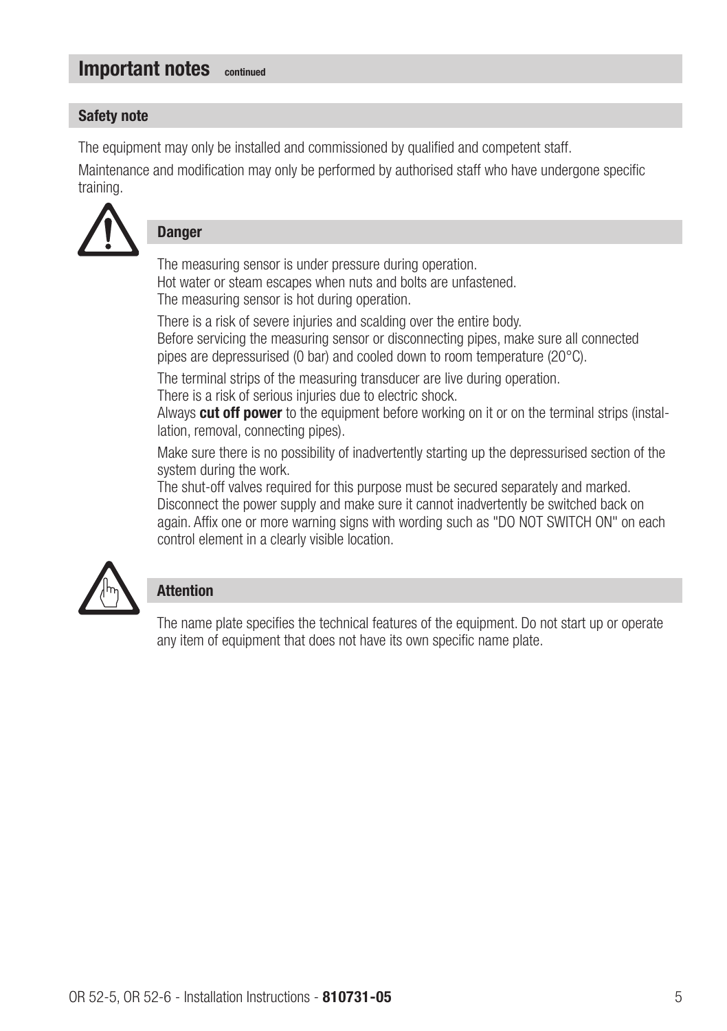## Important notes continued

### Safety note

The equipment may only be installed and commissioned by qualified and competent staff.

Maintenance and modification may only be performed by authorised staff who have undergone specific training.

### Danger

The measuring sensor is under pressure during operation.
Hot water or steam escapes when nuts and bolts are unfastened.
The measuring sensor is hot during operation.

There is a risk of severe injuries and scalding over the entire body.
Before servicing the measuring sensor or disconnecting pipes, make sure all connected pipes are depressurised (0 bar) and cooled down to room temperature (20°C).

The terminal strips of the measuring transducer are live during operation.
There is a risk of serious injuries due to electric shock.
Always **cut off power** to the equipment before working on it or on the terminal strips (installation, removal, connecting pipes).

Make sure there is no possibility of inadvertently starting up the depressurised section of the system during the work.
The shut-off valves required for this purpose must be secured separately and marked.
Disconnect the power supply and make sure it cannot inadvertently be switched back on again. Affix one or more warning signs with wording such as "DO NOT SWITCH ON" on each control element in a clearly visible location.

### Attention

The name plate specifies the technical features of the equipment. Do not start up or operate any item of equipment that does not have its own specific name plate.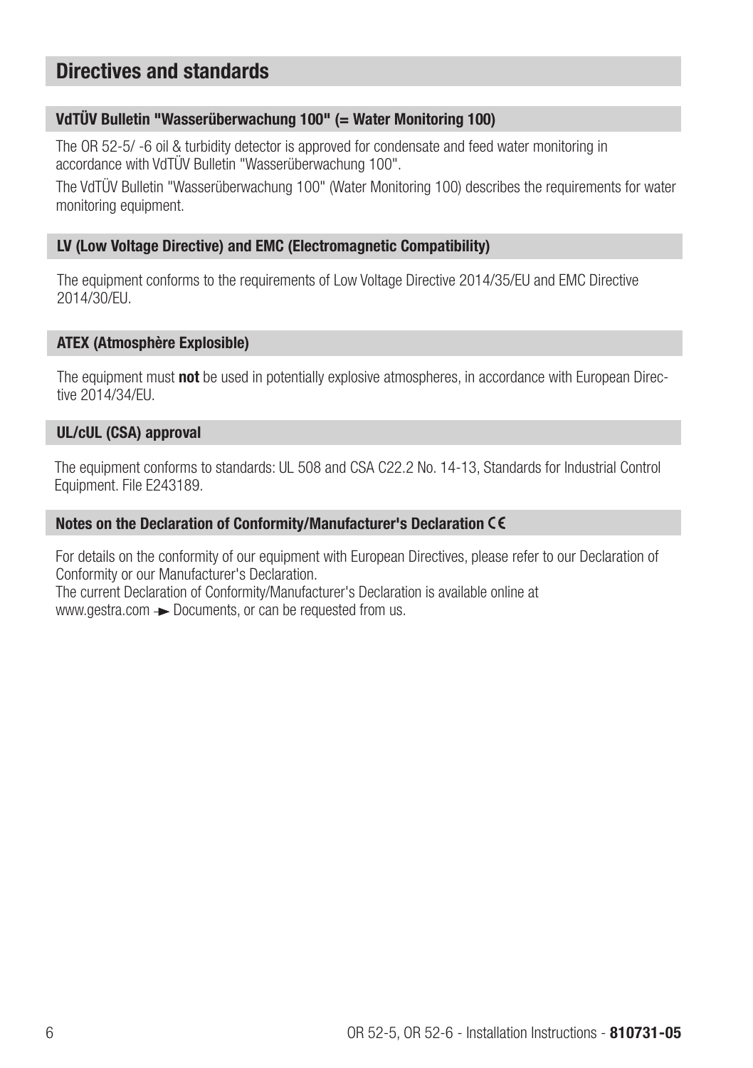## Directives and standards

### VdTÜV Bulletin "Wasserüberwachung 100" (= Water Monitoring 100)

The OR 52-5/ -6 oil & turbidity detector is approved for condensate and feed water monitoring in accordance with VdTÜV Bulletin "Wasserüberwachung 100".

The VdTÜV Bulletin "Wasserüberwachung 100" (Water Monitoring 100) describes the requirements for water monitoring equipment.

### LV (Low Voltage Directive) and EMC (Electromagnetic Compatibility)

The equipment conforms to the requirements of Low Voltage Directive 2014/35/EU and EMC Directive 2014/30/EU.

### ATEX (Atmosphère Explosible)

The equipment must **not** be used in potentially explosive atmospheres, in accordance with European Directive 2014/34/EU.

### UL/cUL (CSA) approval

The equipment conforms to standards: UL 508 and CSA C22.2 No. 14-13, Standards for Industrial Control Equipment. File E243189.

### Notes on the Declaration of Conformity/Manufacturer's Declaration CE

For details on the conformity of our equipment with European Directives, please refer to our Declaration of Conformity or our Manufacturer's Declaration.
The current Declaration of Conformity/Manufacturer's Declaration is available online at www.gestra.com → Documents, or can be requested from us.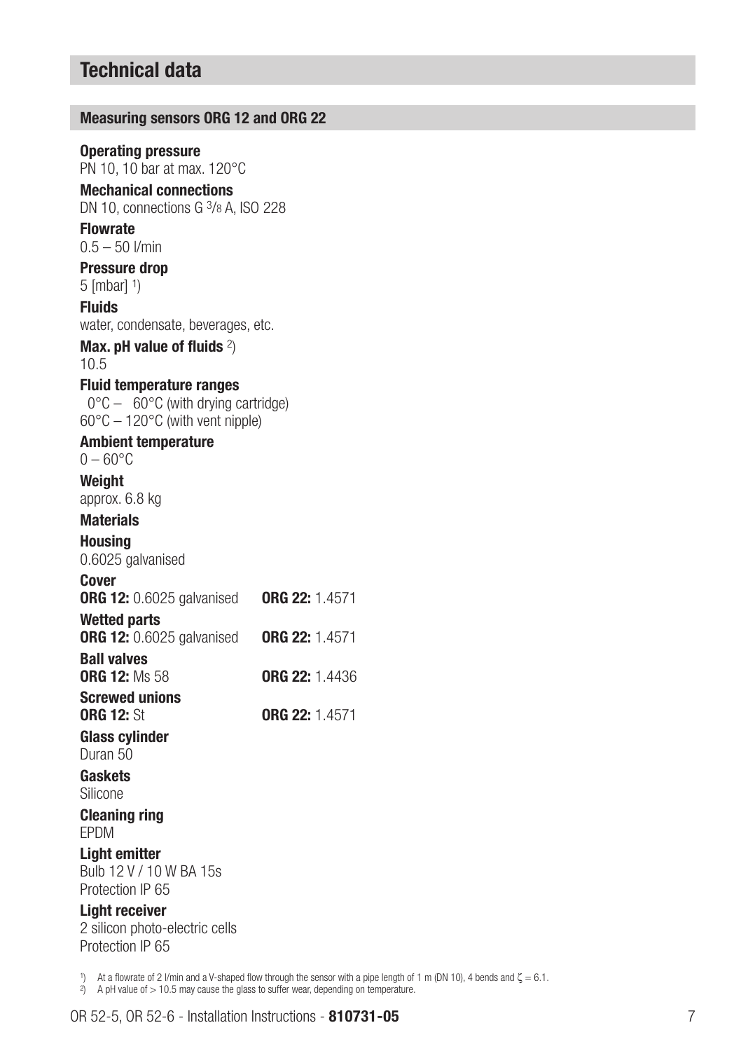# Technical data

## Measuring sensors ORG 12 and ORG 22

**Operating pressure**
PN 10, 10 bar at max. 120°C

**Mechanical connections**
DN 10, connections G 3/8 A, ISO 228

**Flowrate**
0.5 – 50 l/min

**Pressure drop**
5 [mbar] [1])

**Fluids**
water, condensate, beverages, etc.

**Max. pH value of fluids** [2])
10.5

**Fluid temperature ranges**
0°C – 60°C (with drying cartridge)
60°C – 120°C (with vent nipple)

**Ambient temperature**
0 – 60°C

**Weight**
approx. 6.8 kg

**Materials**

**Housing**
0.6025 galvanised

**Cover**
**ORG 12:** 0.6025 galvanised **ORG 22:** 1.4571

**Wetted parts**
**ORG 12:** 0.6025 galvanised **ORG 22:** 1.4571

**Ball valves**
**ORG 12:** Ms 58 **ORG 22:** 1.4436

**Screwed unions**
**ORG 12:** St **ORG 22:** 1.4571

**Glass cylinder**
Duran 50

**Gaskets**
Silicone

**Cleaning ring**
EPDM

**Light emitter**
Bulb 12 V / 10 W BA 15s
Protection IP 65

**Light receiver**
2 silicon photo-electric cells
Protection IP 65

[1]) At a flowrate of 2 l/min and a V-shaped flow through the sensor with a pipe length of 1 m (DN 10), 4 bends and $\zeta = 6.1$.
[2]) A pH value of > 10.5 may cause the glass to suffer wear, depending on temperature.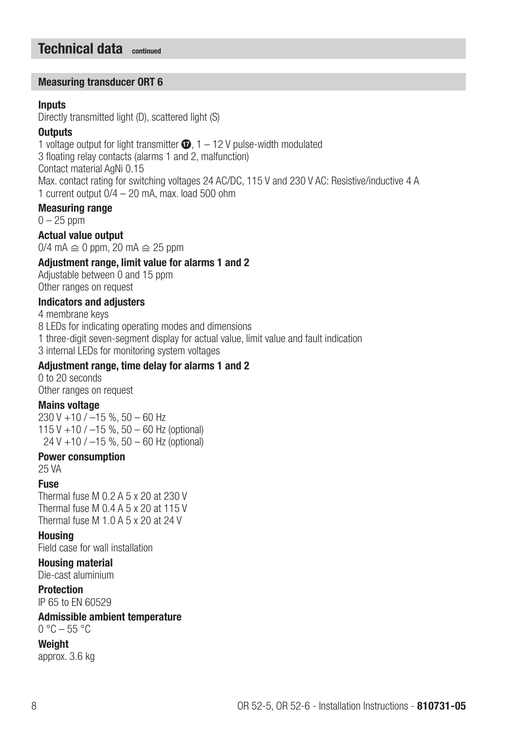## Technical data continued

### Measuring transducer ORT 6

**Inputs**
Directly transmitted light (D), scattered light (S)

**Outputs**
1 voltage output for light transmitter ⑰, 1 – 12 V pulse-width modulated
3 floating relay contacts (alarms 1 and 2, malfunction)
Contact material AgNi 0.15
Max. contact rating for switching voltages 24 AC/DC, 115 V and 230 V AC: Resistive/inductive 4 A
1 current output 0/4 – 20 mA, max. load 500 ohm

**Measuring range**
0 – 25 ppm

**Actual value output**
0/4 mA ≙ 0 ppm, 20 mA ≙ 25 ppm

**Adjustment range, limit value for alarms 1 and 2**
Adjustable between 0 and 15 ppm
Other ranges on request

**Indicators and adjusters**
4 membrane keys
8 LEDs for indicating operating modes and dimensions
1 three-digit seven-segment display for actual value, limit value and fault indication
3 internal LEDs for monitoring system voltages

**Adjustment range, time delay for alarms 1 and 2**
0 to 20 seconds
Other ranges on request

**Mains voltage**
230 V +10 / –15 %, 50 – 60 Hz
115 V +10 / –15 %, 50 – 60 Hz (optional)
24 V +10 / –15 %, 50 – 60 Hz (optional)

**Power consumption**
25 VA

**Fuse**
Thermal fuse M 0.2 A 5 x 20 at 230 V
Thermal fuse M 0.4 A 5 x 20 at 115 V
Thermal fuse M 1.0 A 5 x 20 at 24 V

**Housing**
Field case for wall installation

**Housing material**
Die-cast aluminium

**Protection**
IP 65 to EN 60529

**Admissible ambient temperature**
0 °C – 55 °C

**Weight**
approx. 3.6 kg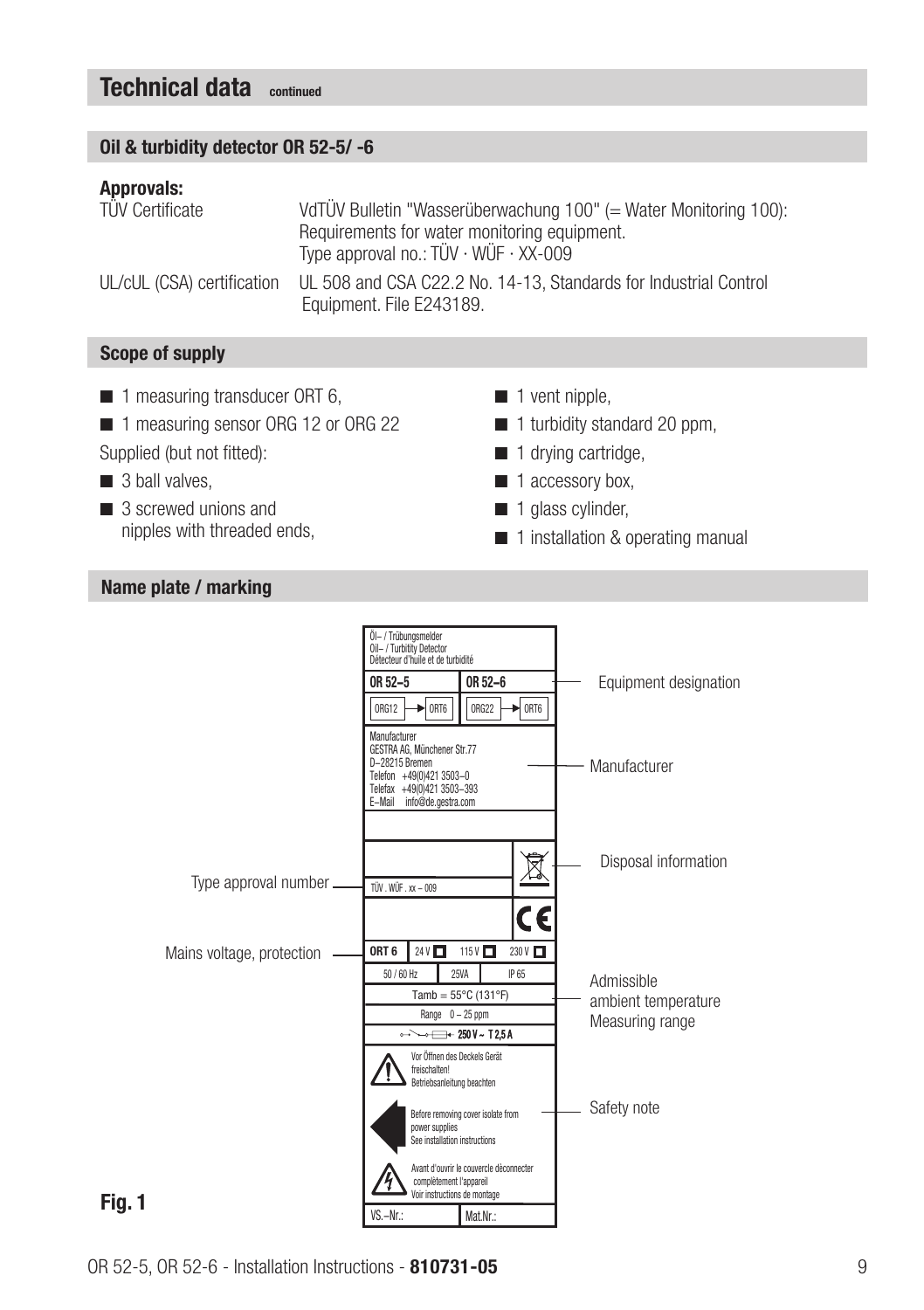## Technical data continued

### Oil & turbidity detector OR 52-5/ -6

**Approvals:**

| | |
|---|---|
| TÜV Certificate | VdTÜV Bulletin "Wasserüberwachung 100" (= Water Monitoring 100): Requirements for water monitoring equipment. Type approval no.: TÜV · WÜF · XX-009 |
| UL/cUL (CSA) certification | UL 508 and CSA C22.2 No. 14-13, Standards for Industrial Control Equipment. File E243189. |

### Scope of supply

- 1 measuring transducer ORT 6,
- 1 measuring sensor ORG 12 or ORG 22

Supplied (but not fitted):

- 3 ball valves,
- 3 screwed unions and nipples with threaded ends,
- 1 vent nipple,
- 1 turbidity standard 20 ppm,
- 1 drying cartridge,
- 1 accessory box,
- 1 glass cylinder,
- 1 installation & operating manual

### Name plate / marking

Öl– / Trübungsmelder
Oil– / Turbitity Detector
Détecteur d'huile et de turbidité

OR 52–5: ORG12 → ORT6 | OR 52–6: ORG22 → ORT6 — Equipment designation

Manufacturer
GESTRA AG, Münchener Str.77
D–28215 Bremen
Telefon +49(0)421 3503–0
Telefax +49(0)421 3503–393
E–Mail info@de.gestra.com — Manufacturer

Disposal information

Type approval number — TÜV . WÜF . xx – 009

CE

Mains voltage, protection — ORT 6 24 V ☐ 115 V ☐ 230 V ☐; 50 / 60 Hz 25VA IP 65

Tamb = 55°C (131°F) — Admissible ambient temperature

Range 0 – 25 ppm — Measuring range

250 V ~ T 2,5 A

Safety note:

Vor Öffnen des Deckels Gerät freischalten! Betriebsanleitung beachten

Before removing cover isolate from power supplies See installation instructions

Avant d'ouvrir le couvercle déconnecter complètement l'appareil Voir instructions de montage

VS.–Nr.: Mat.Nr.:

**Fig. 1**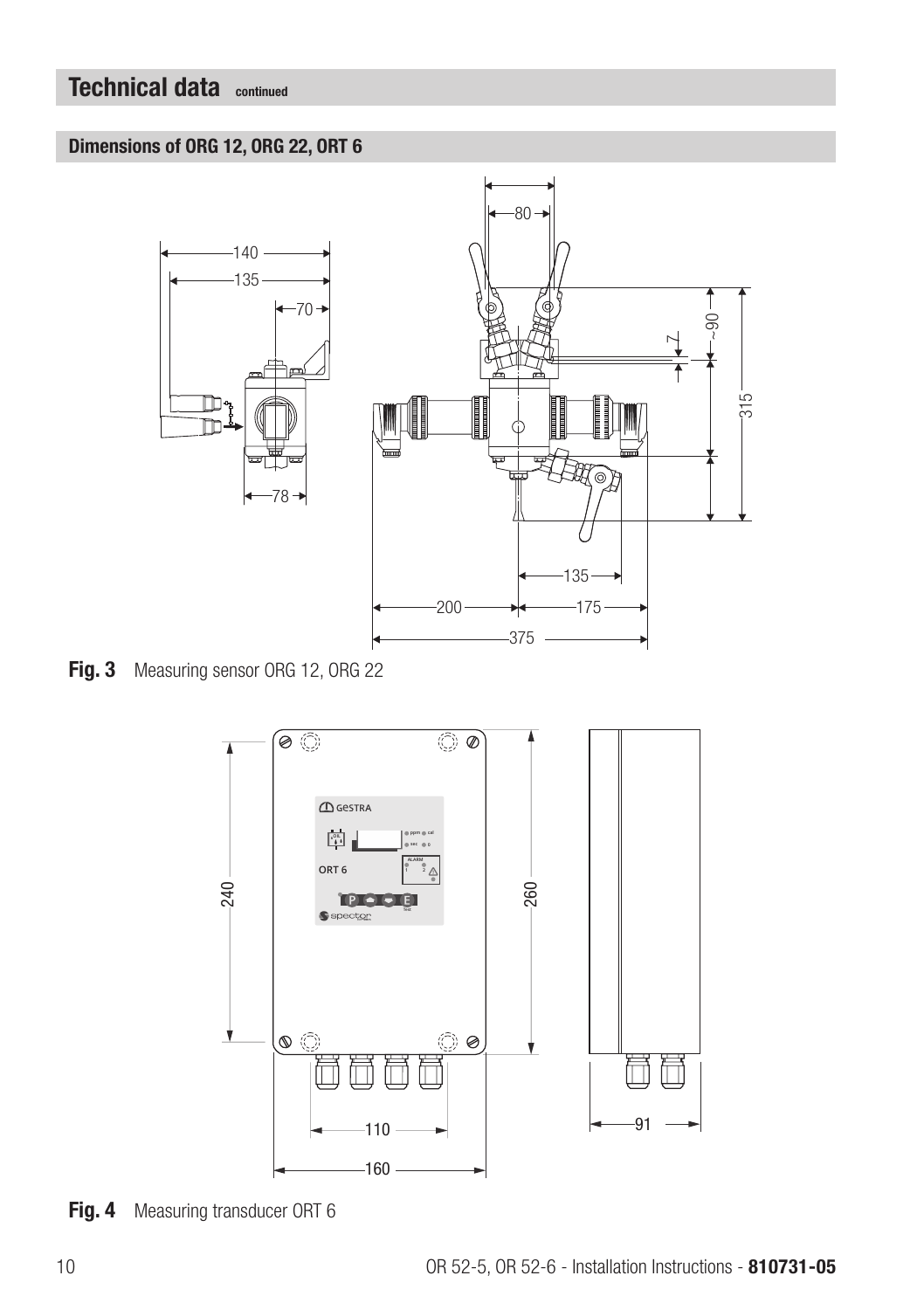# Technical data continued

## Dimensions of ORG 12, ORG 22, ORT 6

**Fig. 3** Measuring sensor ORG 12, ORG 22

**Fig. 4** Measuring transducer ORT 6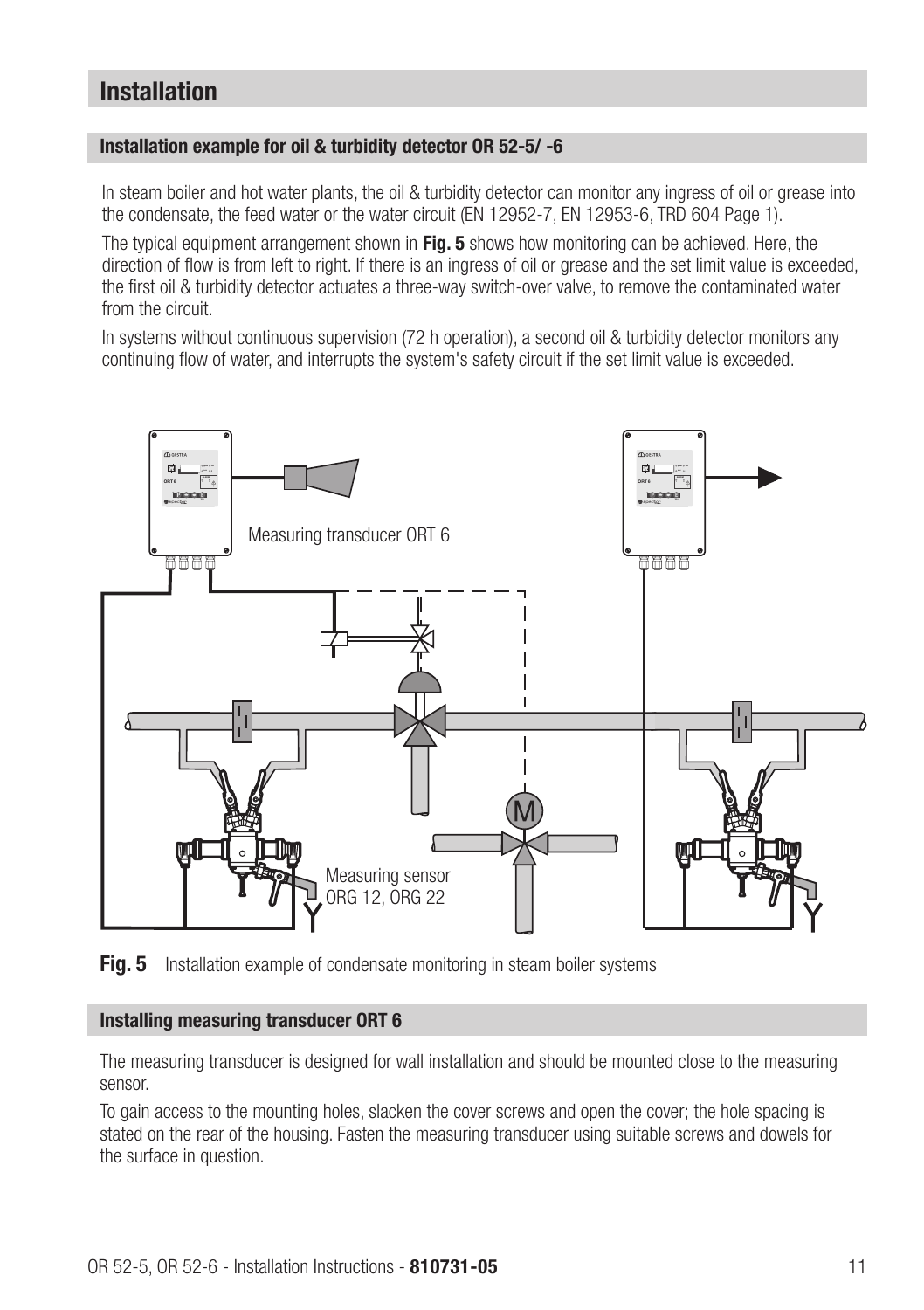# Installation

## Installation example for oil & turbidity detector OR 52-5/ -6

In steam boiler and hot water plants, the oil & turbidity detector can monitor any ingress of oil or grease into the condensate, the feed water or the water circuit (EN 12952-7, EN 12953-6, TRD 604 Page 1).

The typical equipment arrangement shown in **Fig. 5** shows how monitoring can be achieved. Here, the direction of flow is from left to right. If there is an ingress of oil or grease and the set limit value is exceeded, the first oil & turbidity detector actuates a three-way switch-over valve, to remove the contaminated water from the circuit.

In systems without continuous supervision (72 h operation), a second oil & turbidity detector monitors any continuing flow of water, and interrupts the system's safety circuit if the set limit value is exceeded.

Measuring transducer ORT 6

Measuring sensor ORG 12, ORG 22

**Fig. 5** Installation example of condensate monitoring in steam boiler systems

## Installing measuring transducer ORT 6

The measuring transducer is designed for wall installation and should be mounted close to the measuring sensor.

To gain access to the mounting holes, slacken the cover screws and open the cover; the hole spacing is stated on the rear of the housing. Fasten the measuring transducer using suitable screws and dowels for the surface in question.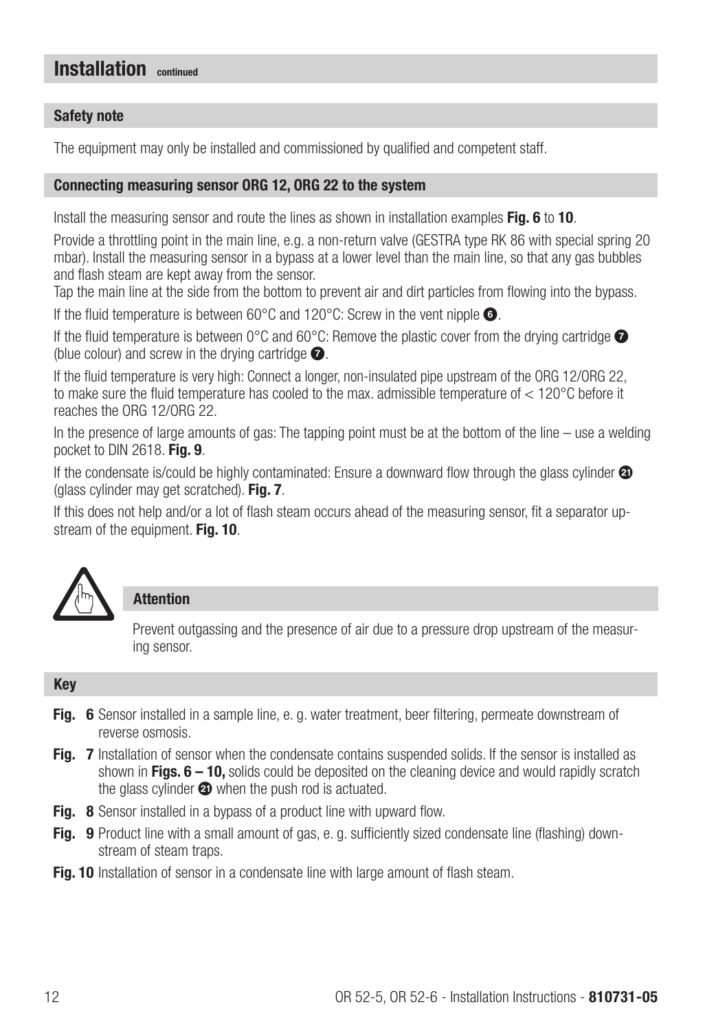## Installation continued

### Safety note

The equipment may only be installed and commissioned by qualified and competent staff.

### Connecting measuring sensor ORG 12, ORG 22 to the system

Install the measuring sensor and route the lines as shown in installation examples **Fig. 6** to **10**.

Provide a throttling point in the main line, e.g. a non-return valve (GESTRA type RK 86 with special spring 20 mbar). Install the measuring sensor in a bypass at a lower level than the main line, so that any gas bubbles and flash steam are kept away from the sensor.
Tap the main line at the side from the bottom to prevent air and dirt particles from flowing into the bypass.

If the fluid temperature is between 60°C and 120°C: Screw in the vent nipple ❻.

If the fluid temperature is between 0°C and 60°C: Remove the plastic cover from the drying cartridge ❼ (blue colour) and screw in the drying cartridge ❼.

If the fluid temperature is very high: Connect a longer, non-insulated pipe upstream of the ORG 12/ORG 22, to make sure the fluid temperature has cooled to the max. admissible temperature of < 120°C before it reaches the ORG 12/ORG 22.

In the presence of large amounts of gas: The tapping point must be at the bottom of the line – use a welding pocket to DIN 2618. **Fig. 9**.

If the condensate is/could be highly contaminated: Ensure a downward flow through the glass cylinder ㉑ (glass cylinder may get scratched). **Fig. 7**.

If this does not help and/or a lot of flash steam occurs ahead of the measuring sensor, fit a separator upstream of the equipment. **Fig. 10**.

**Attention**

Prevent outgassing and the presence of air due to a pressure drop upstream of the measuring sensor.

### Key

**Fig. 6** Sensor installed in a sample line, e. g. water treatment, beer filtering, permeate downstream of reverse osmosis.

**Fig. 7** Installation of sensor when the condensate contains suspended solids. If the sensor is installed as shown in **Figs. 6 – 10,** solids could be deposited on the cleaning device and would rapidly scratch the glass cylinder ㉑ when the push rod is actuated.

**Fig. 8** Sensor installed in a bypass of a product line with upward flow.

**Fig. 9** Product line with a small amount of gas, e. g. sufficiently sized condensate line (flashing) downstream of steam traps.

**Fig. 10** Installation of sensor in a condensate line with large amount of flash steam.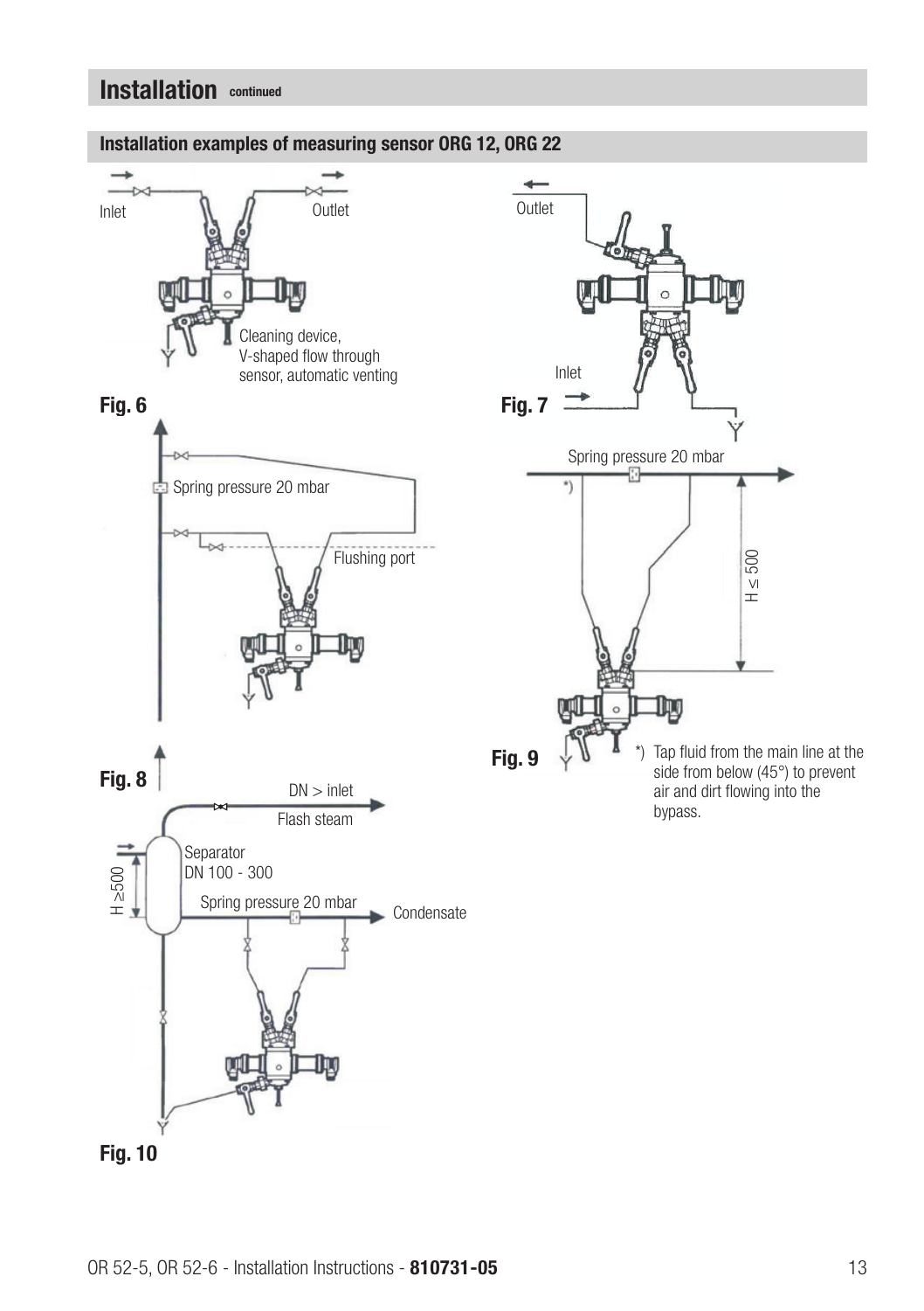## Installation continued

### Installation examples of measuring sensor ORG 12, ORG 22

Inlet

Outlet

Cleaning device, V-shaped flow through sensor, automatic venting

**Fig. 6**

Outlet

Inlet

**Fig. 7**

Spring pressure 20 mbar

Flushing port

**Fig. 8**

Spring pressure 20 mbar

H ≤ 500

**Fig. 9**

*) Tap fluid from the main line at the side from below (45°) to prevent air and dirt flowing into the bypass.

DN > inlet

Flash steam

Separator DN 100 - 300

H ≥500

Spring pressure 20 mbar

Condensate

**Fig. 10**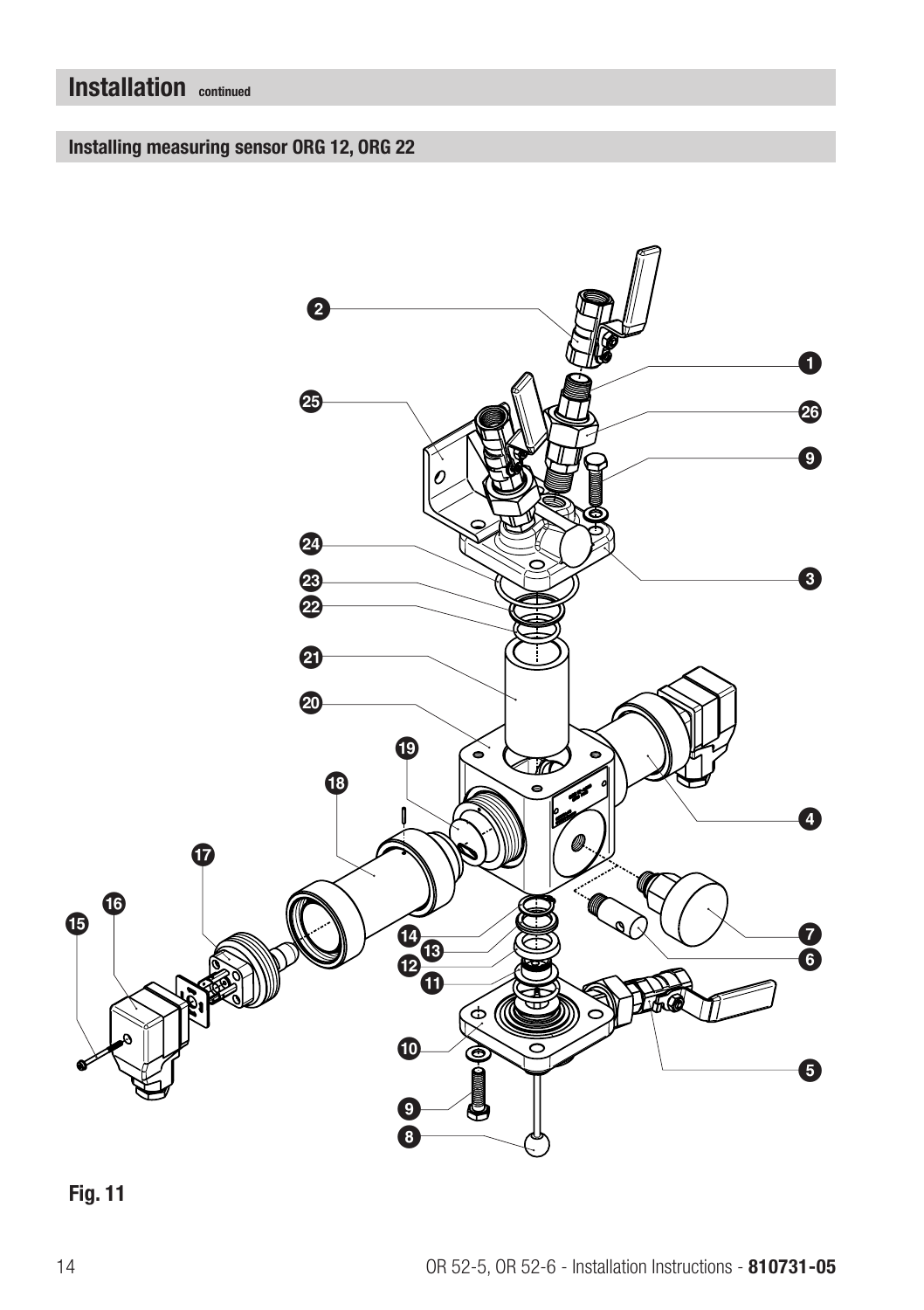## Installation continued

### Installing measuring sensor ORG 12, ORG 22

Fig. 11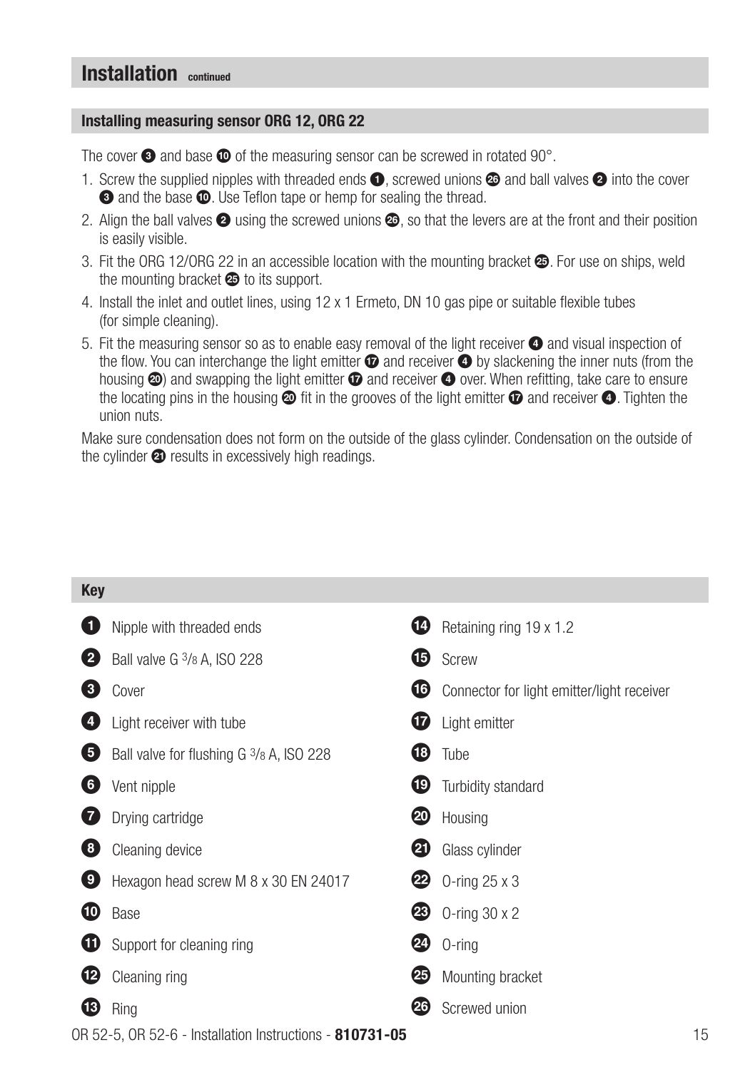# Installation continued

## Installing measuring sensor ORG 12, ORG 22

The cover ❸ and base ❿ of the measuring sensor can be screwed in rotated 90°.

1. Screw the supplied nipples with threaded ends ❶, screwed unions ㉖ and ball valves ❷ into the cover ❸ and the base ❿. Use Teflon tape or hemp for sealing the thread.
2. Align the ball valves ❷ using the screwed unions ㉖, so that the levers are at the front and their position is easily visible.
3. Fit the ORG 12/ORG 22 in an accessible location with the mounting bracket ㉕. For use on ships, weld the mounting bracket ㉕ to its support.
4. Install the inlet and outlet lines, using 12 x 1 Ermeto, DN 10 gas pipe or suitable flexible tubes (for simple cleaning).
5. Fit the measuring sensor so as to enable easy removal of the light receiver ❹ and visual inspection of the flow. You can interchange the light emitter ⓱ and receiver ❹ by slackening the inner nuts (from the housing ⓴) and swapping the light emitter ⓱ and receiver ❹ over. When refitting, take care to ensure the locating pins in the housing ⓴ fit in the grooves of the light emitter ⓱ and receiver ❹. Tighten the union nuts.

Make sure condensation does not form on the outside of the glass cylinder. Condensation on the outside of the cylinder ㉑ results in excessively high readings.

## Key

❶ Nipple with threaded ends

❷ Ball valve G 3/8 A, ISO 228

❸ Cover

❹ Light receiver with tube

❺ Ball valve for flushing G 3/8 A, ISO 228

❻ Vent nipple

❼ Drying cartridge

❽ Cleaning device

❾ Hexagon head screw M 8 x 30 EN 24017

❿ Base

⓫ Support for cleaning ring

⓬ Cleaning ring

⓭ Ring

⓮ Retaining ring 19 x 1.2

⓯ Screw

⓰ Connector for light emitter/light receiver

⓱ Light emitter

⓲ Tube

⓳ Turbidity standard

⓴ Housing

㉑ Glass cylinder

㉒ O-ring 25 x 3

㉓ O-ring 30 x 2

㉔ O-ring

㉕ Mounting bracket

㉖ Screwed union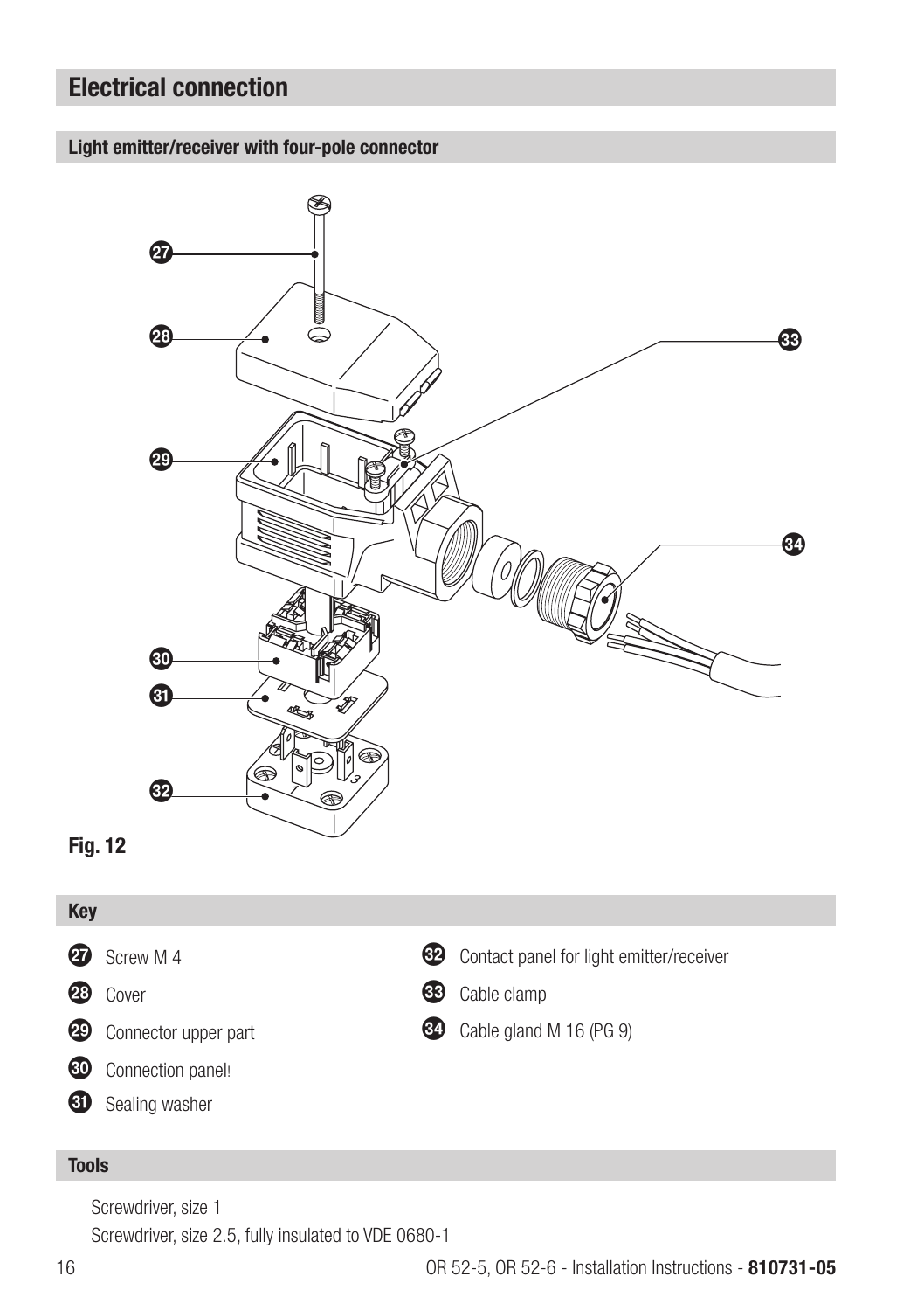# Electrical connection

## Light emitter/receiver with four-pole connector

Fig. 12

## Key

27 Screw M 4

28 Cover

29 Connector upper part

30 Connection panel!

31 Sealing washer

32 Contact panel for light emitter/receiver

33 Cable clamp

34 Cable gland M 16 (PG 9)

## Tools

Screwdriver, size 1

Screwdriver, size 2.5, fully insulated to VDE 0680-1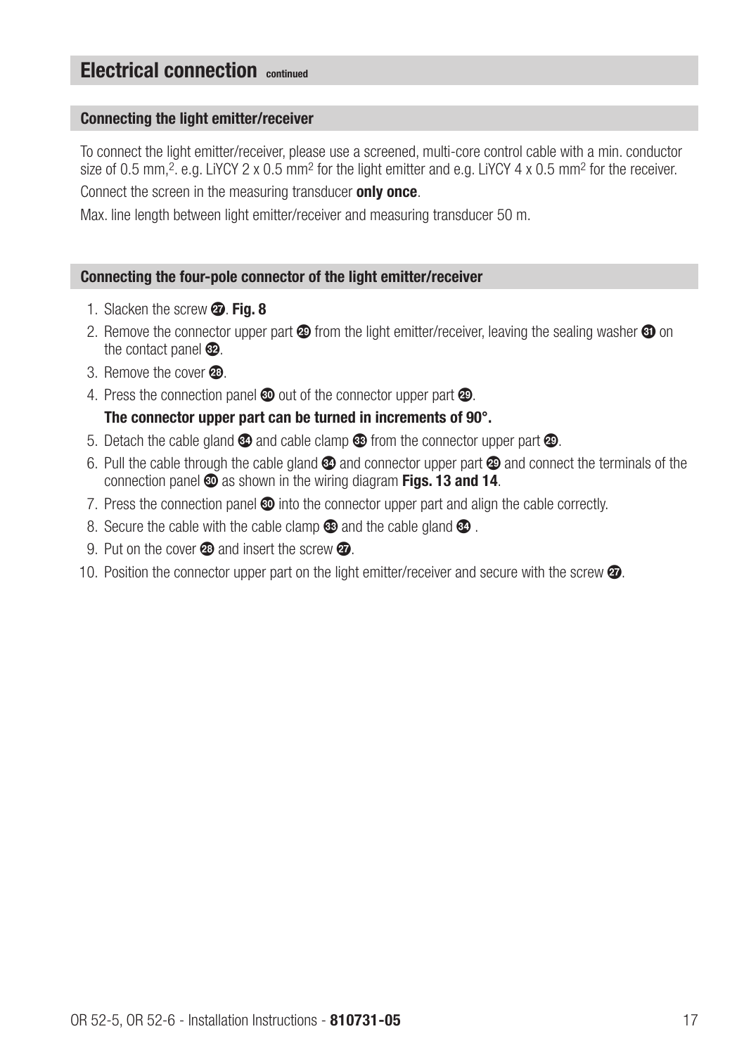## Electrical connection continued

### Connecting the light emitter/receiver

To connect the light emitter/receiver, please use a screened, multi-core control cable with a min. conductor size of 0.5 mm,$^2$. e.g. LiYCY 2 x 0.5 mm$^2$ for the light emitter and e.g. LiYCY 4 x 0.5 mm$^2$ for the receiver.

Connect the screen in the measuring transducer **only once**.

Max. line length between light emitter/receiver and measuring transducer 50 m.

### Connecting the four-pole connector of the light emitter/receiver

1. Slacken the screw ㉗. **Fig. 8**
2. Remove the connector upper part ㉙ from the light emitter/receiver, leaving the sealing washer ㉛ on the contact panel ㉜.
3. Remove the cover ㉘.
4. Press the connection panel ㉚ out of the connector upper part ㉙.

   **The connector upper part can be turned in increments of 90°.**
5. Detach the cable gland ㉞ and cable clamp ㉝ from the connector upper part ㉙.
6. Pull the cable through the cable gland ㉞ and connector upper part ㉙ and connect the terminals of the connection panel ㉚ as shown in the wiring diagram **Figs. 13 and 14**.
7. Press the connection panel ㉚ into the connector upper part and align the cable correctly.
8. Secure the cable with the cable clamp ㉝ and the cable gland ㉞ .
9. Put on the cover ㉘ and insert the screw ㉗.
10. Position the connector upper part on the light emitter/receiver and secure with the screw ㉗.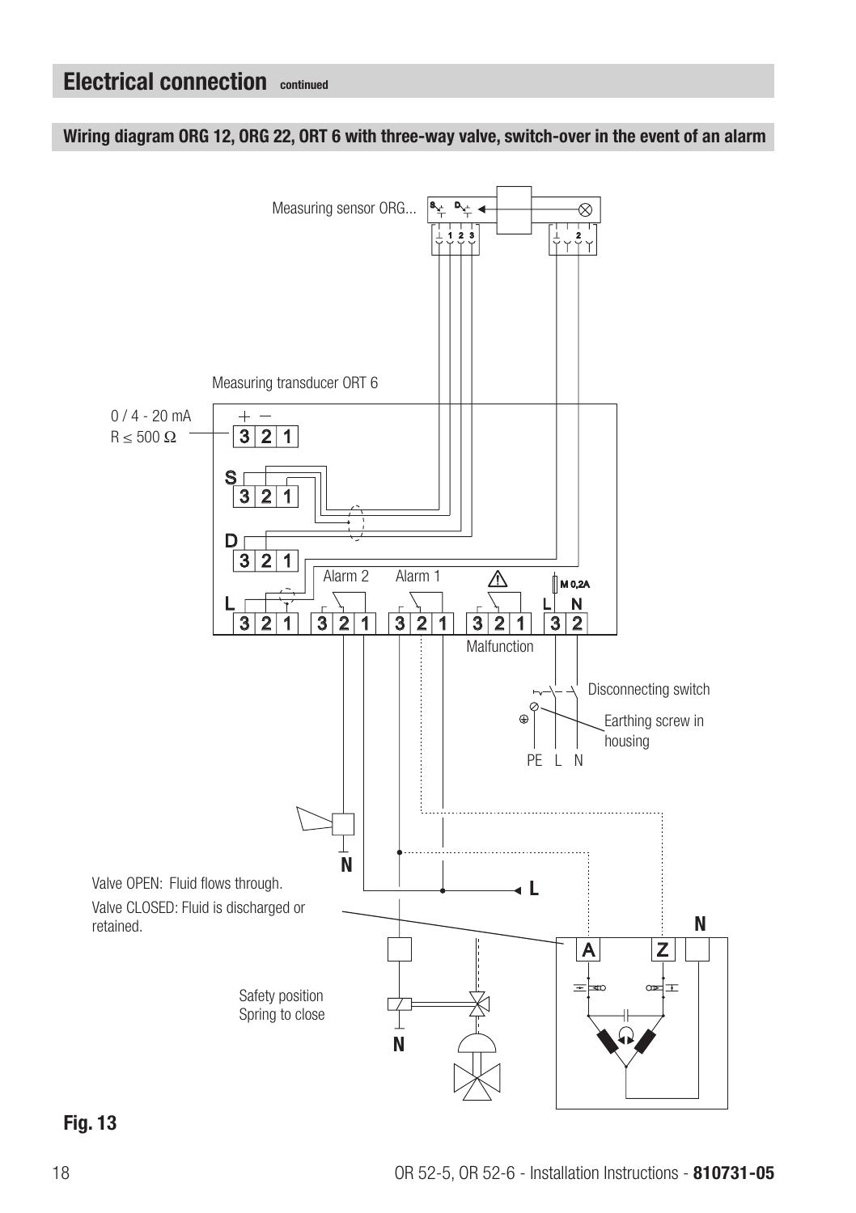## Electrical connection continued

### Wiring diagram ORG 12, ORG 22, ORT 6 with three-way valve, switch-over in the event of an alarm

Measuring sensor ORG...

Measuring transducer ORT 6

0 / 4 - 20 mA
R ≤ 500 Ω

Alarm 2 Alarm 1

Malfunction

M 0,2A

Disconnecting switch

Earthing screw in housing

PE L N

Valve OPEN: Fluid flows through.
Valve CLOSED: Fluid is discharged or retained.

Safety position
Spring to close

**Fig. 13**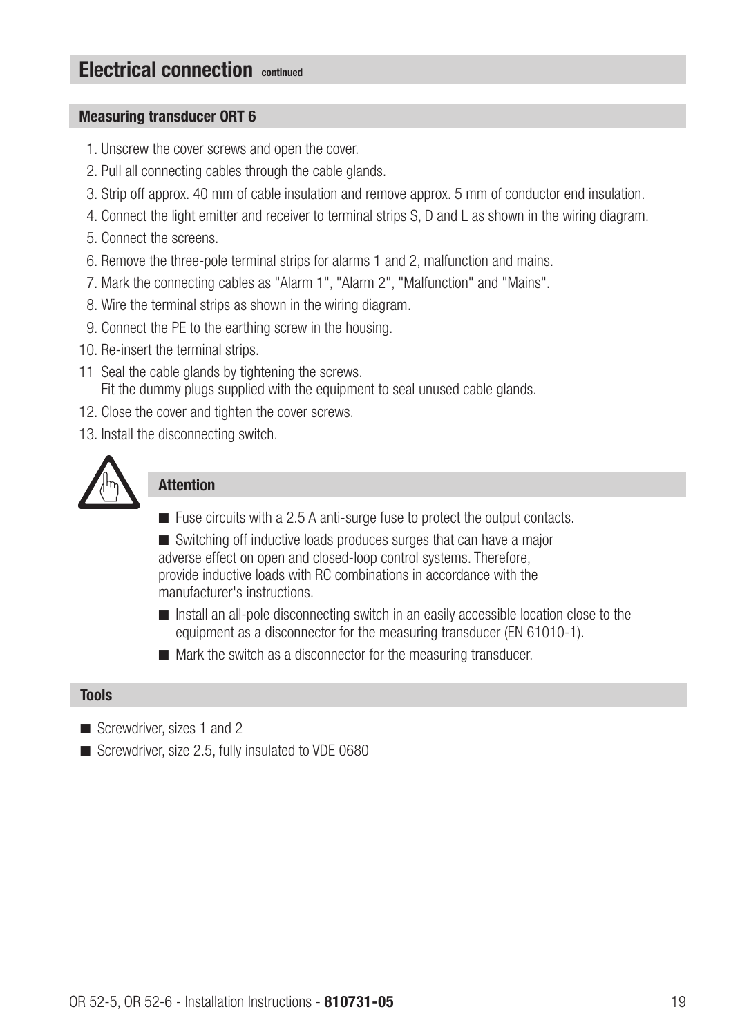## Electrical connection continued

### Measuring transducer ORT 6

1. Unscrew the cover screws and open the cover.
2. Pull all connecting cables through the cable glands.
3. Strip off approx. 40 mm of cable insulation and remove approx. 5 mm of conductor end insulation.
4. Connect the light emitter and receiver to terminal strips S, D and L as shown in the wiring diagram.
5. Connect the screens.
6. Remove the three-pole terminal strips for alarms 1 and 2, malfunction and mains.
7. Mark the connecting cables as "Alarm 1", "Alarm 2", "Malfunction" and "Mains".
8. Wire the terminal strips as shown in the wiring diagram.
9. Connect the PE to the earthing screw in the housing.
10. Re-insert the terminal strips.
11. Seal the cable glands by tightening the screws.
    Fit the dummy plugs supplied with the equipment to seal unused cable glands.
12. Close the cover and tighten the cover screws.
13. Install the disconnecting switch.

### Attention

- Fuse circuits with a 2.5 A anti-surge fuse to protect the output contacts.
- Switching off inductive loads produces surges that can have a major adverse effect on open and closed-loop control systems. Therefore, provide inductive loads with RC combinations in accordance with the manufacturer's instructions.
- Install an all-pole disconnecting switch in an easily accessible location close to the equipment as a disconnector for the measuring transducer (EN 61010-1).
- Mark the switch as a disconnector for the measuring transducer.

### Tools

- Screwdriver, sizes 1 and 2
- Screwdriver, size 2.5, fully insulated to VDE 0680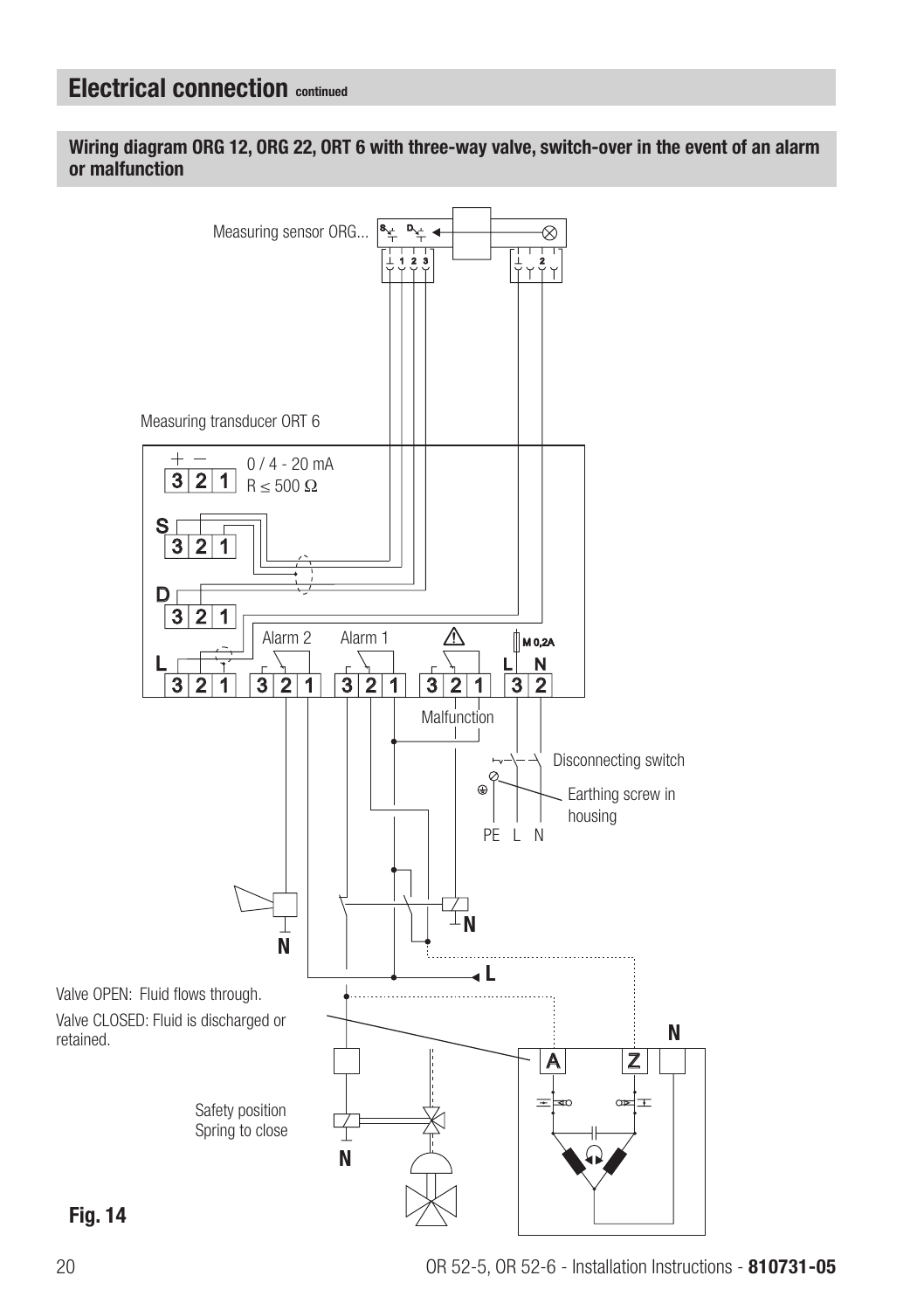## Electrical connection continued

### Wiring diagram ORG 12, ORG 22, ORT 6 with three-way valve, switch-over in the event of an alarm or malfunction

Measuring sensor ORG...

Measuring transducer ORT 6

0 / 4 - 20 mA
R ≤ 500 Ω

Alarm 2 Alarm 1

M 0,2A

Malfunction

Disconnecting switch

Earthing screw in housing

PE L N

Valve OPEN: Fluid flows through.
Valve CLOSED: Fluid is discharged or retained.

Safety position
Spring to close

**Fig. 14**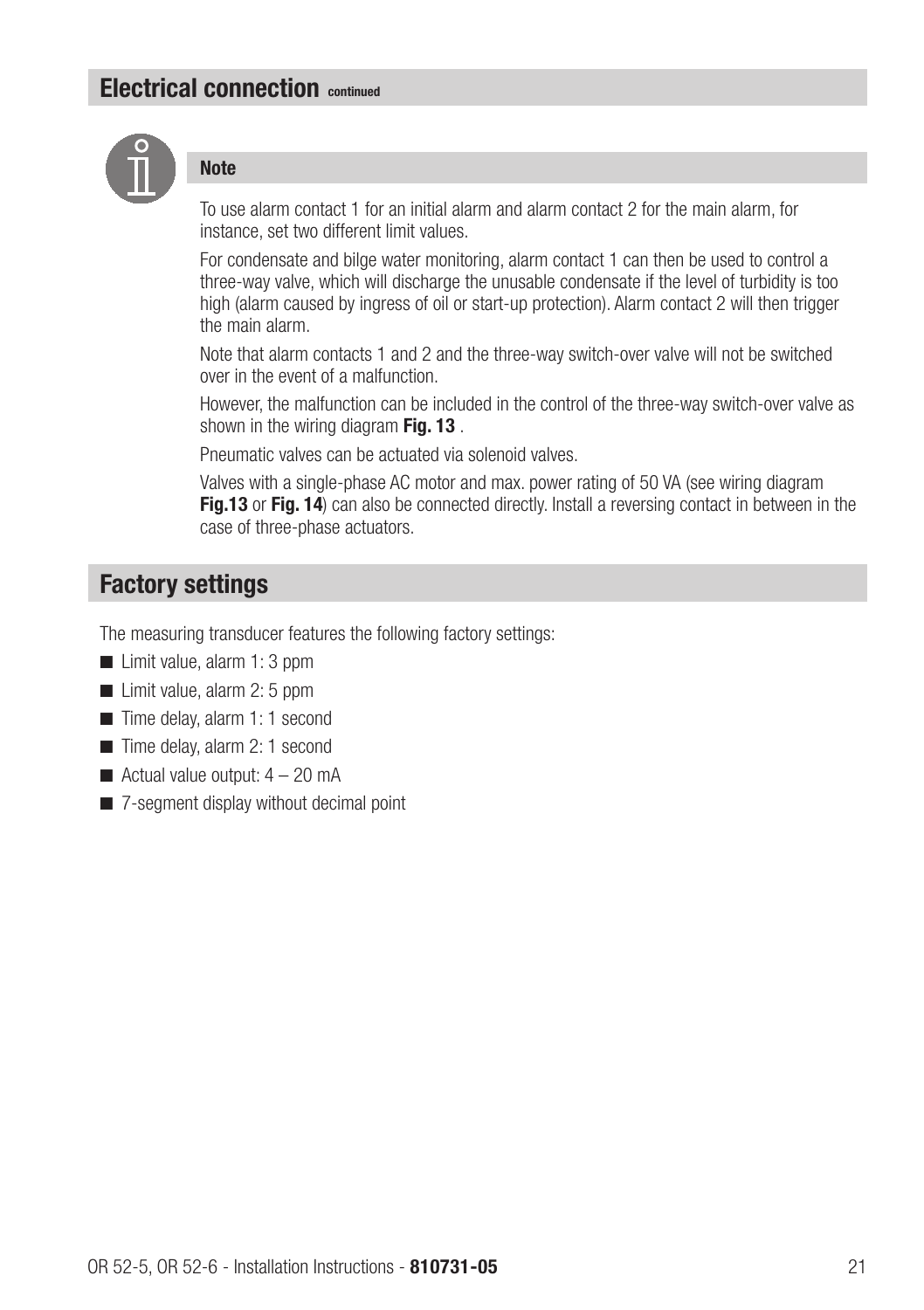## Electrical connection continued

**Note**

To use alarm contact 1 for an initial alarm and alarm contact 2 for the main alarm, for instance, set two different limit values.

For condensate and bilge water monitoring, alarm contact 1 can then be used to control a three-way valve, which will discharge the unusable condensate if the level of turbidity is too high (alarm caused by ingress of oil or start-up protection). Alarm contact 2 will then trigger the main alarm.

Note that alarm contacts 1 and 2 and the three-way switch-over valve will not be switched over in the event of a malfunction.

However, the malfunction can be included in the control of the three-way switch-over valve as shown in the wiring diagram **Fig. 13** .

Pneumatic valves can be actuated via solenoid valves.

Valves with a single-phase AC motor and max. power rating of 50 VA (see wiring diagram **Fig.13** or **Fig. 14**) can also be connected directly. Install a reversing contact in between in the case of three-phase actuators.

## Factory settings

The measuring transducer features the following factory settings:

- Limit value, alarm 1: 3 ppm
- Limit value, alarm 2: 5 ppm
- Time delay, alarm 1: 1 second
- Time delay, alarm 2: 1 second
- Actual value output: 4 – 20 mA
- 7-segment display without decimal point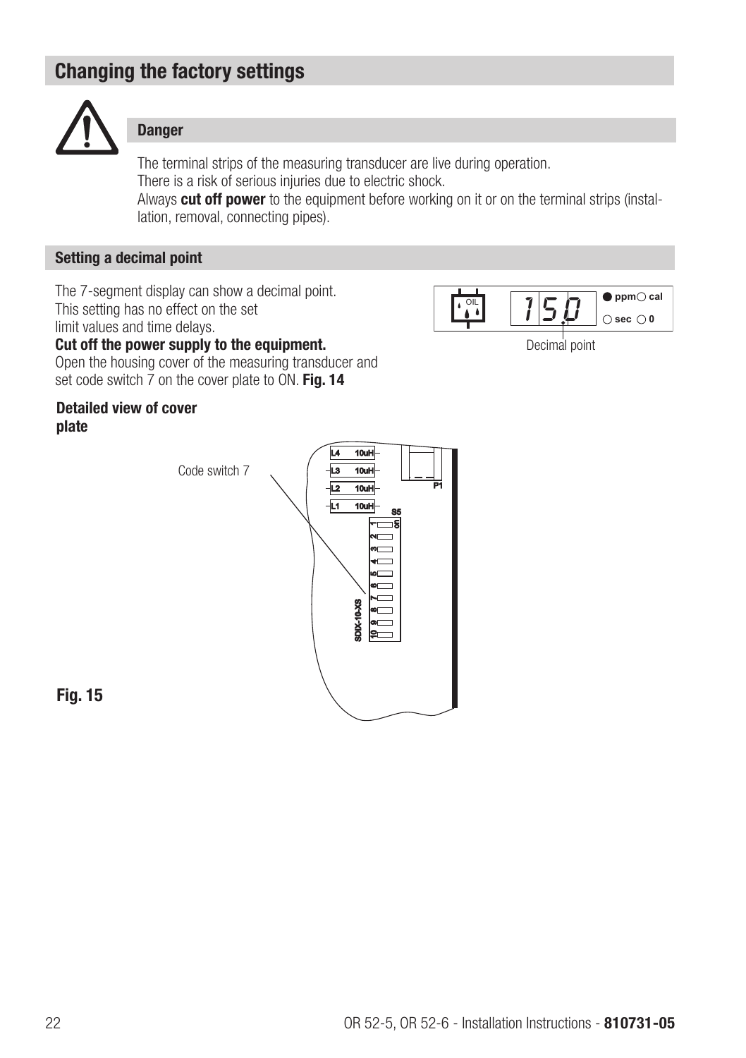## Changing the factory settings

**Danger**

The terminal strips of the measuring transducer are live during operation.
There is a risk of serious injuries due to electric shock.
Always **cut off power** to the equipment before working on it or on the terminal strips (installation, removal, connecting pipes).

### Setting a decimal point

The 7-segment display can show a decimal point.
This setting has no effect on the set limit values and time delays.
**Cut off the power supply to the equipment.**
Open the housing cover of the measuring transducer and set code switch 7 on the cover plate to ON. **Fig. 14**

Decimal point

**Detailed view of cover plate**

Code switch 7

**Fig. 15**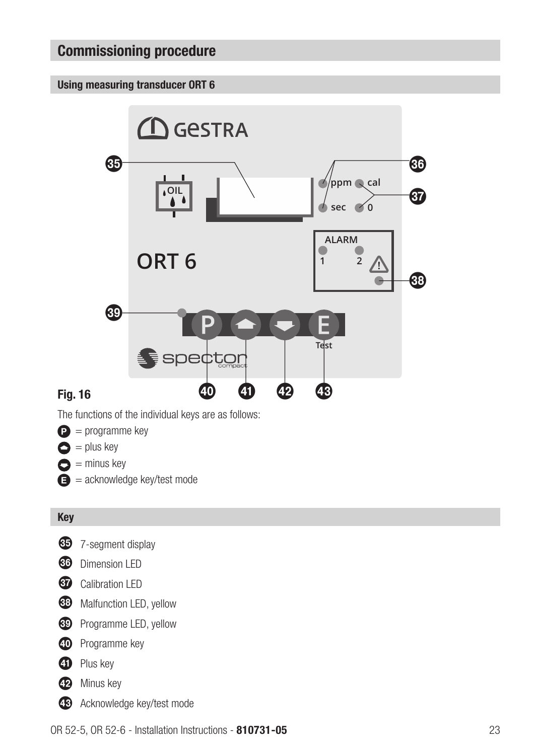## Commissioning procedure

### Using measuring transducer ORT 6

Fig. 16

The functions of the individual keys are as follows:

- P = programme key
- ▲ = plus key
- ▼ = minus key
- E = acknowledge key/test mode

### Key

- 35 7-segment display
- 36 Dimension LED
- 37 Calibration LED
- 38 Malfunction LED, yellow
- 39 Programme LED, yellow
- 40 Programme key
- 41 Plus key
- 42 Minus key
- 43 Acknowledge key/test mode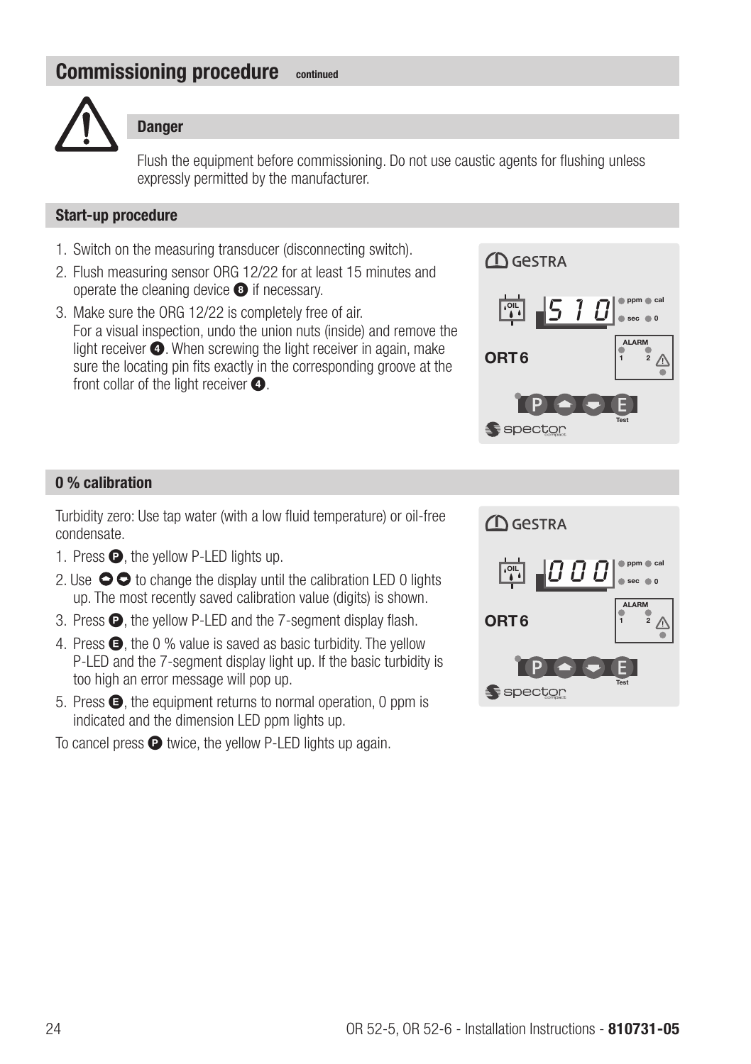## Commissioning procedure continued

### Danger

Flush the equipment before commissioning. Do not use caustic agents for flushing unless expressly permitted by the manufacturer.

### Start-up procedure

1. Switch on the measuring transducer (disconnecting switch).
2. Flush measuring sensor ORG 12/22 for at least 15 minutes and operate the cleaning device ❽ if necessary.
3. Make sure the ORG 12/22 is completely free of air. For a visual inspection, undo the union nuts (inside) and remove the light receiver ❹. When screwing the light receiver in again, make sure the locating pin fits exactly in the corresponding groove at the front collar of the light receiver ❹.

### 0 % calibration

Turbidity zero: Use tap water (with a low fluid temperature) or oil-free condensate.

1. Press P, the yellow P-LED lights up.
2. Use ▲▼ to change the display until the calibration LED 0 lights up. The most recently saved calibration value (digits) is shown.
3. Press P, the yellow P-LED and the 7-segment display flash.
4. Press E, the 0 % value is saved as basic turbidity. The yellow P-LED and the 7-segment display light up. If the basic turbidity is too high an error message will pop up.
5. Press E, the equipment returns to normal operation, 0 ppm is indicated and the dimension LED ppm lights up.

To cancel press P twice, the yellow P-LED lights up again.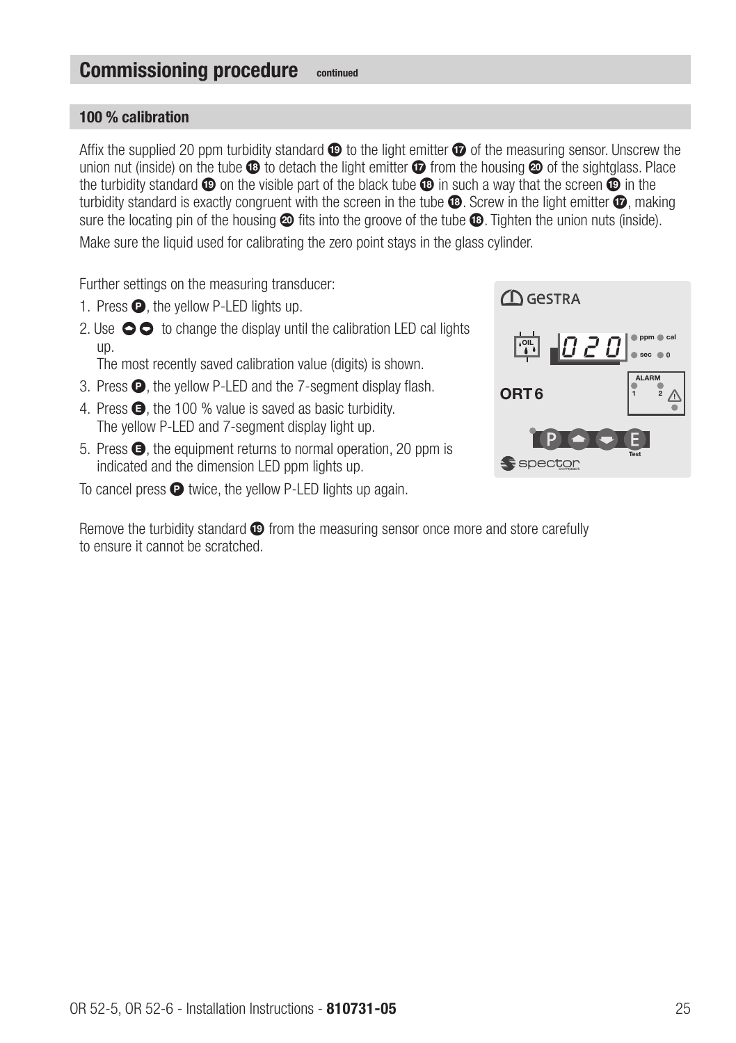## Commissioning procedure continued

### 100 % calibration

Affix the supplied 20 ppm turbidity standard ⑲ to the light emitter ⑰ of the measuring sensor. Unscrew the union nut (inside) on the tube ⑱ to detach the light emitter ⑰ from the housing ⑳ of the sightglass. Place the turbidity standard ⑲ on the visible part of the black tube ⑱ in such a way that the screen ⑲ in the turbidity standard is exactly congruent with the screen in the tube ⑱. Screw in the light emitter ⑰, making sure the locating pin of the housing ⑳ fits into the groove of the tube ⑱. Tighten the union nuts (inside).

Make sure the liquid used for calibrating the zero point stays in the glass cylinder.

Further settings on the measuring transducer:

1. Press **P**, the yellow P-LED lights up.
2. Use ▲▼ to change the display until the calibration LED cal lights up.
   The most recently saved calibration value (digits) is shown.
3. Press **P**, the yellow P-LED and the 7-segment display flash.
4. Press **E**, the 100 % value is saved as basic turbidity.
   The yellow P-LED and 7-segment display light up.
5. Press **E**, the equipment returns to normal operation, 20 ppm is indicated and the dimension LED ppm lights up.

To cancel press **P** twice, the yellow P-LED lights up again.

Remove the turbidity standard ⑲ from the measuring sensor once more and store carefully to ensure it cannot be scratched.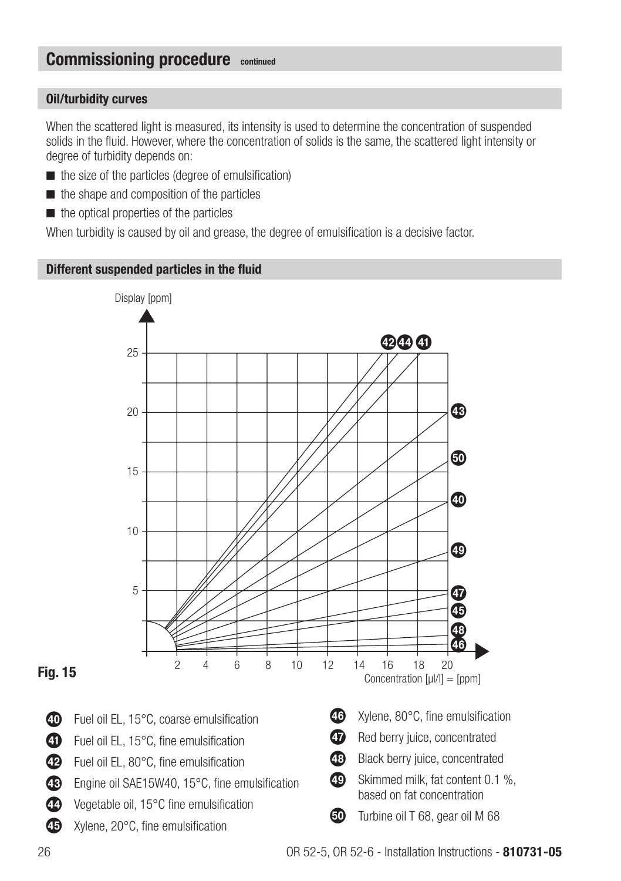## Commissioning procedure continued

### Oil/turbidity curves

When the scattered light is measured, its intensity is used to determine the concentration of suspended solids in the fluid. However, where the concentration of solids is the same, the scattered light intensity or degree of turbidity depends on:

- the size of the particles (degree of emulsification)
- the shape and composition of the particles
- the optical properties of the particles

When turbidity is caused by oil and grease, the degree of emulsification is a decisive factor.

### Different suspended particles in the fluid

Display [ppm]

Concentration [µl/l] = [ppm]

**Fig. 15**

- 40 Fuel oil EL, 15°C, coarse emulsification
- 41 Fuel oil EL, 15°C, fine emulsification
- 42 Fuel oil EL, 80°C, fine emulsification
- 43 Engine oil SAE15W40, 15°C, fine emulsification
- 44 Vegetable oil, 15°C fine emulsification
- 45 Xylene, 20°C, fine emulsification
- 46 Xylene, 80°C, fine emulsification
- 47 Red berry juice, concentrated
- 48 Black berry juice, concentrated
- 49 Skimmed milk, fat content 0.1 %, based on fat concentration
- 50 Turbine oil T 68, gear oil M 68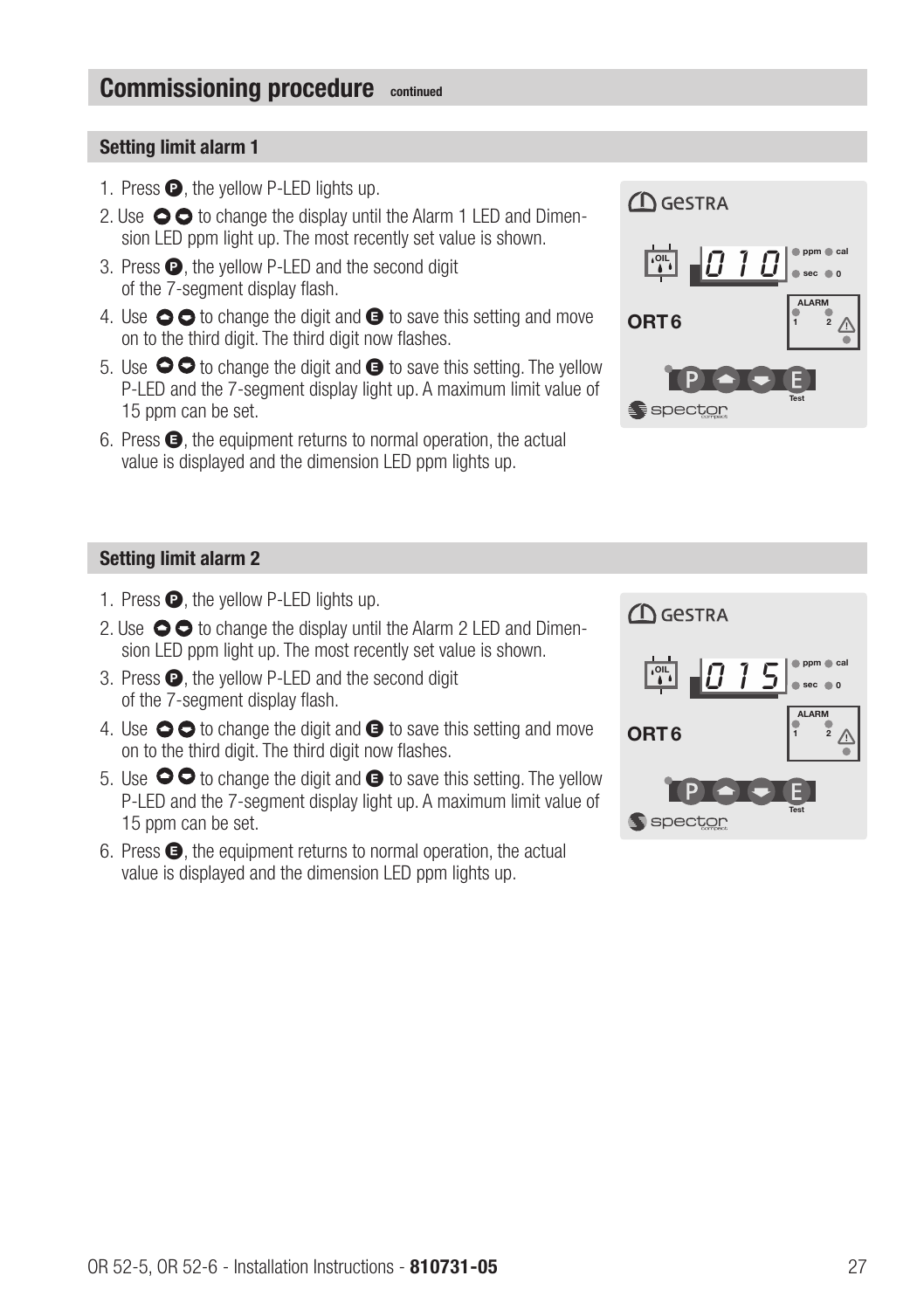# Commissioning procedure continued

## Setting limit alarm 1

1. Press P, the yellow P-LED lights up.
2. Use ▲▼ to change the display until the Alarm 1 LED and Dimension LED ppm light up. The most recently set value is shown.
3. Press P, the yellow P-LED and the second digit of the 7-segment display flash.
4. Use ▲▼ to change the digit and E to save this setting and move on to the third digit. The third digit now flashes.
5. Use ▲▼ to change the digit and E to save this setting. The yellow P-LED and the 7-segment display light up. A maximum limit value of 15 ppm can be set.
6. Press E, the equipment returns to normal operation, the actual value is displayed and the dimension LED ppm lights up.

## Setting limit alarm 2

1. Press P, the yellow P-LED lights up.
2. Use ▲▼ to change the display until the Alarm 2 LED and Dimension LED ppm light up. The most recently set value is shown.
3. Press P, the yellow P-LED and the second digit of the 7-segment display flash.
4. Use ▲▼ to change the digit and E to save this setting and move on to the third digit. The third digit now flashes.
5. Use ▲▼ to change the digit and E to save this setting. The yellow P-LED and the 7-segment display light up. A maximum limit value of 15 ppm can be set.
6. Press E, the equipment returns to normal operation, the actual value is displayed and the dimension LED ppm lights up.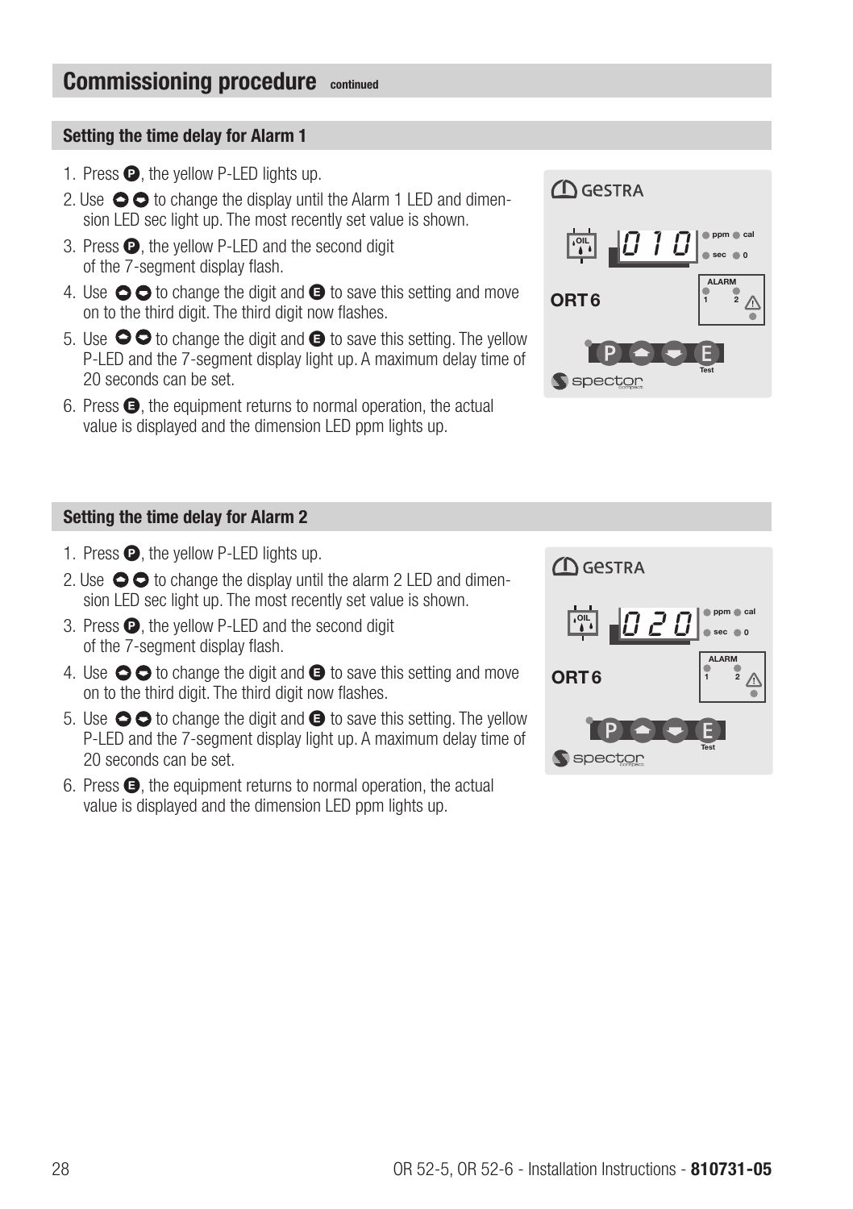## Commissioning procedure continued

### Setting the time delay for Alarm 1

1. Press P, the yellow P-LED lights up.
2. Use ▲ ▼ to change the display until the Alarm 1 LED and dimension LED sec light up. The most recently set value is shown.
3. Press P, the yellow P-LED and the second digit of the 7-segment display flash.
4. Use ▲ ▼ to change the digit and E to save this setting and move on to the third digit. The third digit now flashes.
5. Use ▲ ▼ to change the digit and E to save this setting. The yellow P-LED and the 7-segment display light up. A maximum delay time of 20 seconds can be set.
6. Press E, the equipment returns to normal operation, the actual value is displayed and the dimension LED ppm lights up.

### Setting the time delay for Alarm 2

1. Press P, the yellow P-LED lights up.
2. Use ▲ ▼ to change the display until the alarm 2 LED and dimension LED sec light up. The most recently set value is shown.
3. Press P, the yellow P-LED and the second digit of the 7-segment display flash.
4. Use ▲ ▼ to change the digit and E to save this setting and move on to the third digit. The third digit now flashes.
5. Use ▲ ▼ to change the digit and E to save this setting. The yellow P-LED and the 7-segment display light up. A maximum delay time of 20 seconds can be set.
6. Press E, the equipment returns to normal operation, the actual value is displayed and the dimension LED ppm lights up.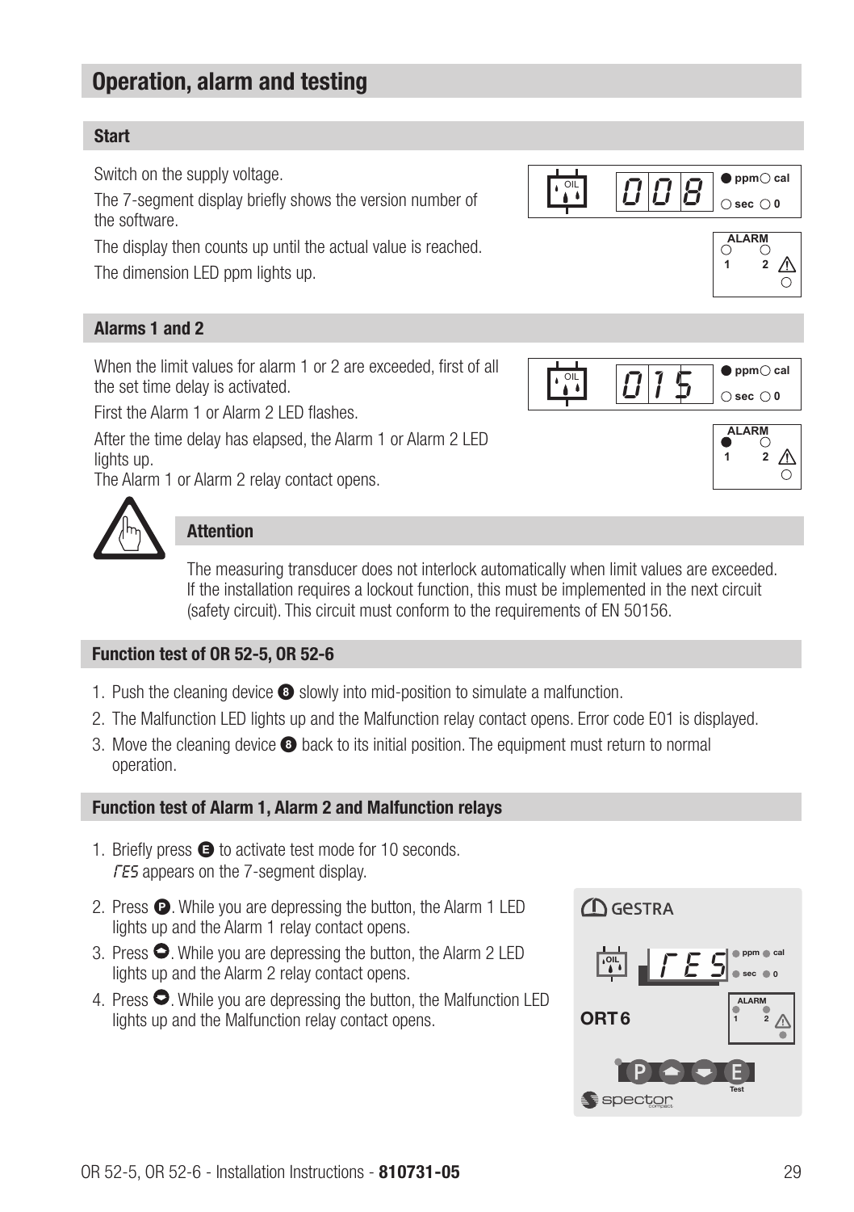# Operation, alarm and testing

## Start

Switch on the supply voltage.

The 7-segment display briefly shows the version number of the software.

The display then counts up until the actual value is reached.

The dimension LED ppm lights up.

## Alarms 1 and 2

When the limit values for alarm 1 or 2 are exceeded, first of all the set time delay is activated.

First the Alarm 1 or Alarm 2 LED flashes.

After the time delay has elapsed, the Alarm 1 or Alarm 2 LED lights up.

The Alarm 1 or Alarm 2 relay contact opens.

### Attention

The measuring transducer does not interlock automatically when limit values are exceeded. If the installation requires a lockout function, this must be implemented in the next circuit (safety circuit). This circuit must conform to the requirements of EN 50156.

## Function test of OR 52-5, OR 52-6

1. Push the cleaning device ❽ slowly into mid-position to simulate a malfunction.
2. The Malfunction LED lights up and the Malfunction relay contact opens. Error code E01 is displayed.
3. Move the cleaning device ❽ back to its initial position. The equipment must return to normal operation.

## Function test of Alarm 1, Alarm 2 and Malfunction relays

1. Briefly press E to activate test mode for 10 seconds. TES appears on the 7-segment display.
2. Press P. While you are depressing the button, the Alarm 1 LED lights up and the Alarm 1 relay contact opens.
3. Press ▲. While you are depressing the button, the Alarm 2 LED lights up and the Alarm 2 relay contact opens.
4. Press ▼. While you are depressing the button, the Malfunction LED lights up and the Malfunction relay contact opens.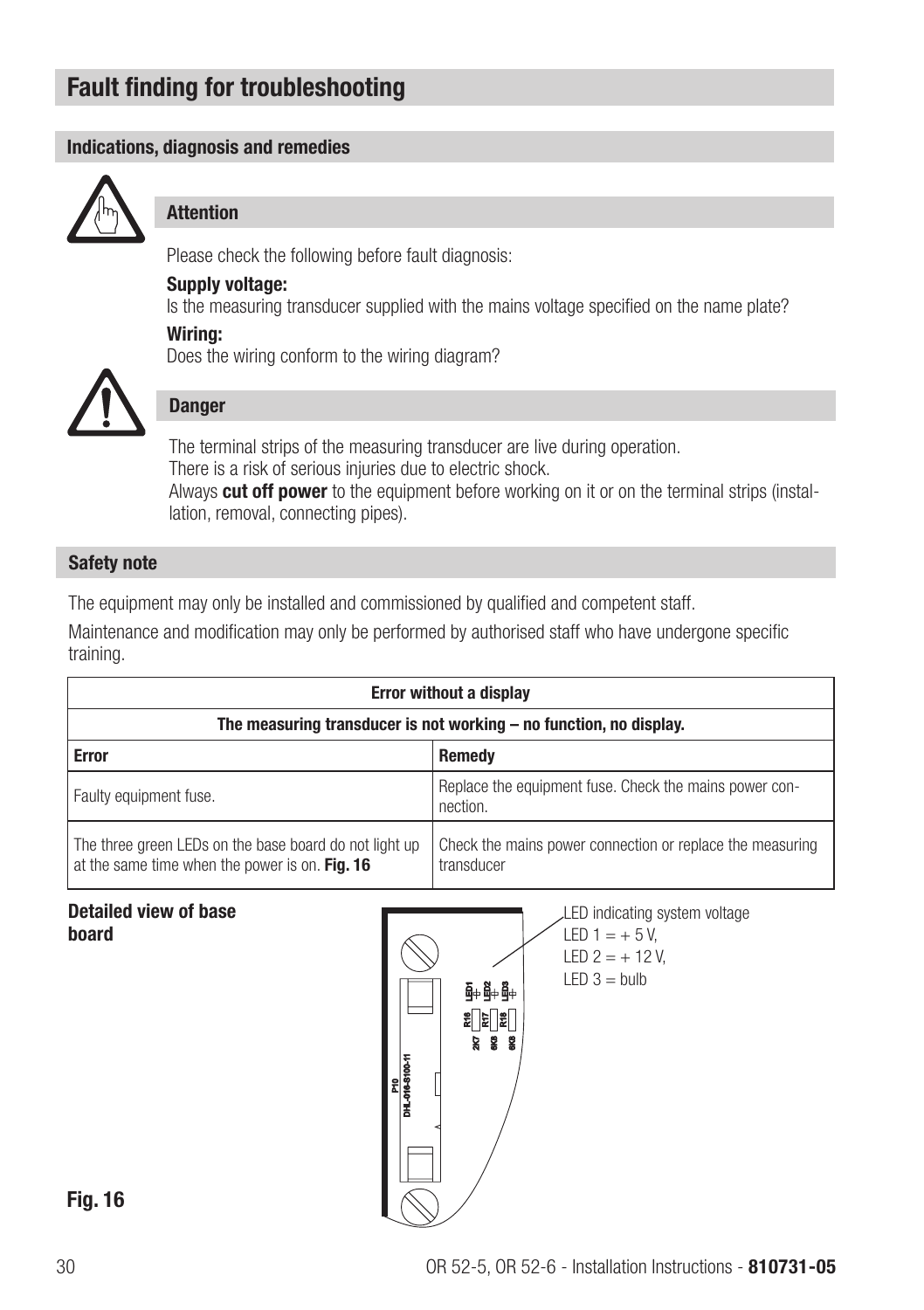# Fault finding for troubleshooting

## Indications, diagnosis and remedies

### Attention

Please check the following before fault diagnosis:

**Supply voltage:**
Is the measuring transducer supplied with the mains voltage specified on the name plate?

**Wiring:**
Does the wiring conform to the wiring diagram?

### Danger

The terminal strips of the measuring transducer are live during operation.
There is a risk of serious injuries due to electric shock.
Always **cut off power** to the equipment before working on it or on the terminal strips (installation, removal, connecting pipes).

## Safety note

The equipment may only be installed and commissioned by qualified and competent staff.

Maintenance and modification may only be performed by authorised staff who have undergone specific training.

| Error without a display | |
|---|---|
| **The measuring transducer is not working – no function, no display.** | |
| **Error** | **Remedy** |
| Faulty equipment fuse. | Replace the equipment fuse. Check the mains power connection. |
| The three green LEDs on the base board do not light up at the same time when the power is on. **Fig. 16** | Check the mains power connection or replace the measuring transducer |

**Detailed view of base board**

LED indicating system voltage
LED 1 = + 5 V,
LED 2 = + 12 V,
LED 3 = bulb

P10
DHL-016-8100-11

LED1 LED2 LED3
R16 R17 R18
2K7 6K8 6K8

**Fig. 16**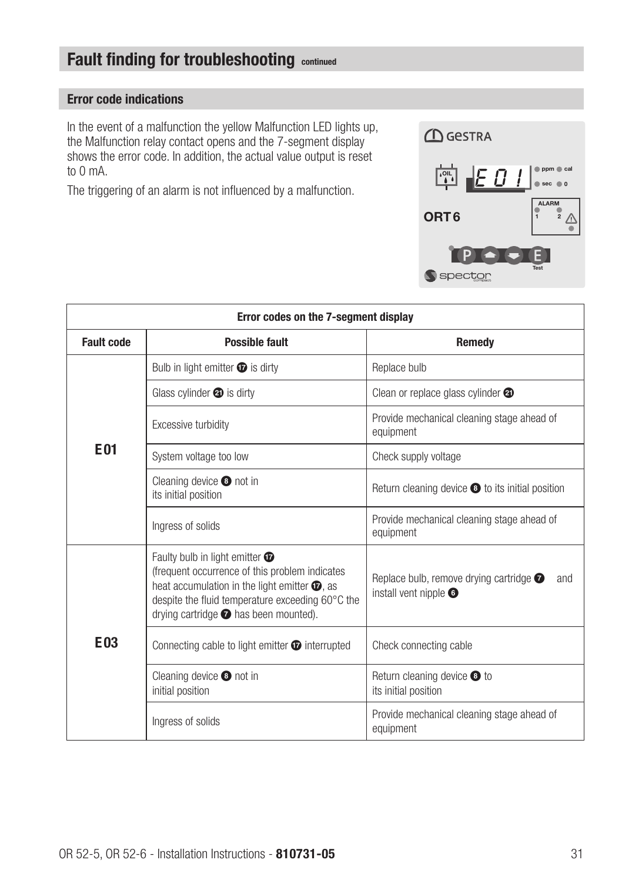# Fault finding for troubleshooting continued

## Error code indications

In the event of a malfunction the yellow Malfunction LED lights up, the Malfunction relay contact opens and the 7-segment display shows the error code. In addition, the actual value output is reset to 0 mA.

The triggering of an alarm is not influenced by a malfunction.

| Error codes on the 7-segment display | | |
|---|---|---|
| **Fault code** | **Possible fault** | **Remedy** |
| **E01** | Bulb in light emitter ⓱ is dirty | Replace bulb |
| | Glass cylinder ㉑ is dirty | Clean or replace glass cylinder ㉑ |
| | Excessive turbidity | Provide mechanical cleaning stage ahead of equipment |
| | System voltage too low | Check supply voltage |
| | Cleaning device ❽ not in its initial position | Return cleaning device ❽ to its initial position |
| | Ingress of solids | Provide mechanical cleaning stage ahead of equipment |
| **E03** | Faulty bulb in light emitter ⓱ (frequent occurrence of this problem indicates heat accumulation in the light emitter ⓱, as despite the fluid temperature exceeding 60°C the drying cartridge ❼ has been mounted). | Replace bulb, remove drying cartridge ❼ and install vent nipple ❻ |
| | Connecting cable to light emitter ⓱ interrupted | Check connecting cable |
| | Cleaning device ❽ not in initial position | Return cleaning device ❽ to its initial position |
| | Ingress of solids | Provide mechanical cleaning stage ahead of equipment |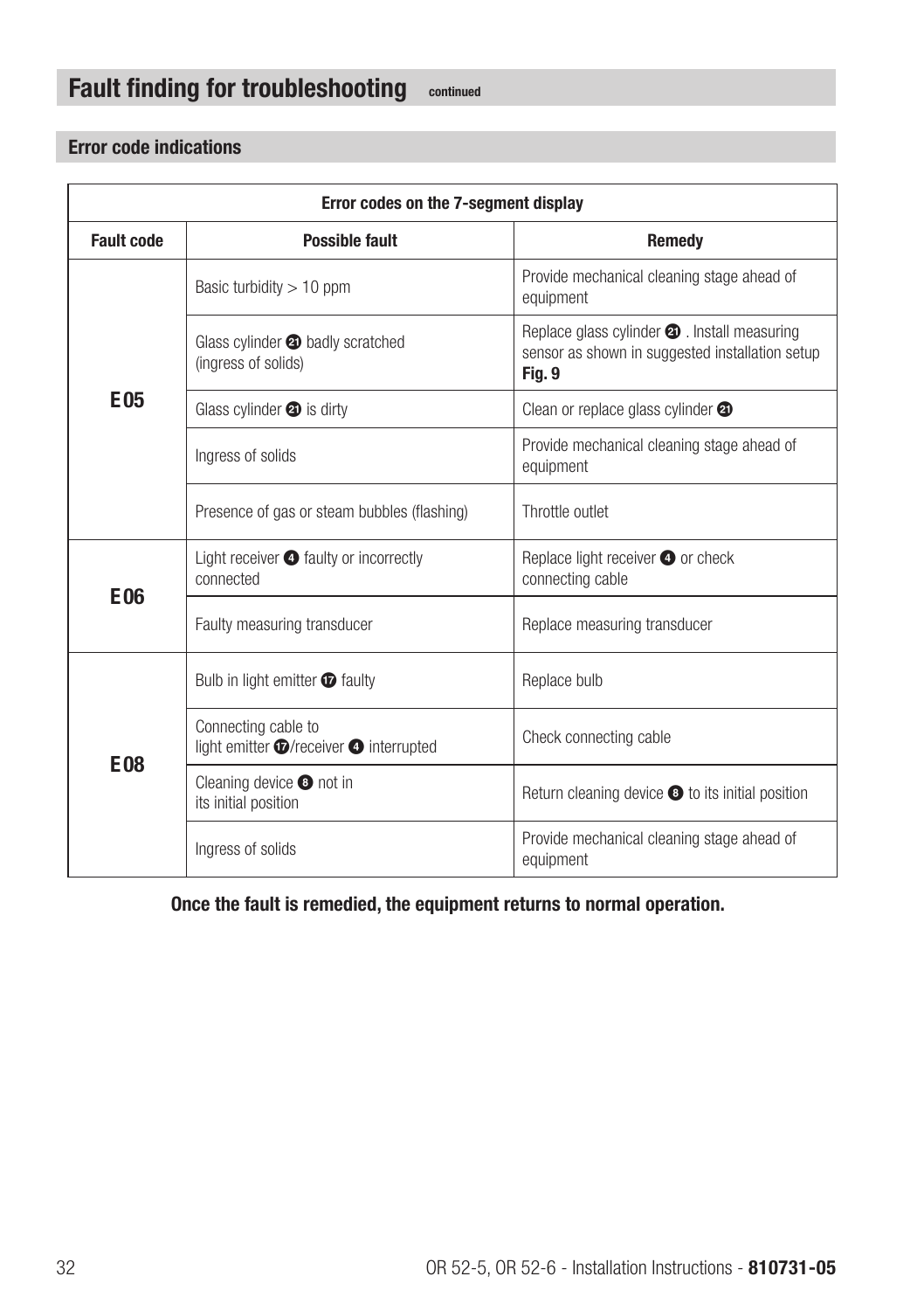# Fault finding for troubleshooting continued

## Error code indications

| Error codes on the 7-segment display | | |
|---|---|---|
| **Fault code** | **Possible fault** | **Remedy** |
| **E 05** | Basic turbidity > 10 ppm | Provide mechanical cleaning stage ahead of equipment |
| | Glass cylinder ㉑ badly scratched (ingress of solids) | Replace glass cylinder ㉑ . Install measuring sensor as shown in suggested installation setup **Fig. 9** |
| | Glass cylinder ㉑ is dirty | Clean or replace glass cylinder ㉑ |
| | Ingress of solids | Provide mechanical cleaning stage ahead of equipment |
| | Presence of gas or steam bubbles (flashing) | Throttle outlet |
| **E 06** | Light receiver ❹ faulty or incorrectly connected | Replace light receiver ❹ or check connecting cable |
| | Faulty measuring transducer | Replace measuring transducer |
| **E 08** | Bulb in light emitter ⑰ faulty | Replace bulb |
| | Connecting cable to light emitter ⑰/receiver ❹ interrupted | Check connecting cable |
| | Cleaning device ❽ not in its initial position | Return cleaning device ❽ to its initial position |
| | Ingress of solids | Provide mechanical cleaning stage ahead of equipment |

**Once the fault is remedied, the equipment returns to normal operation.**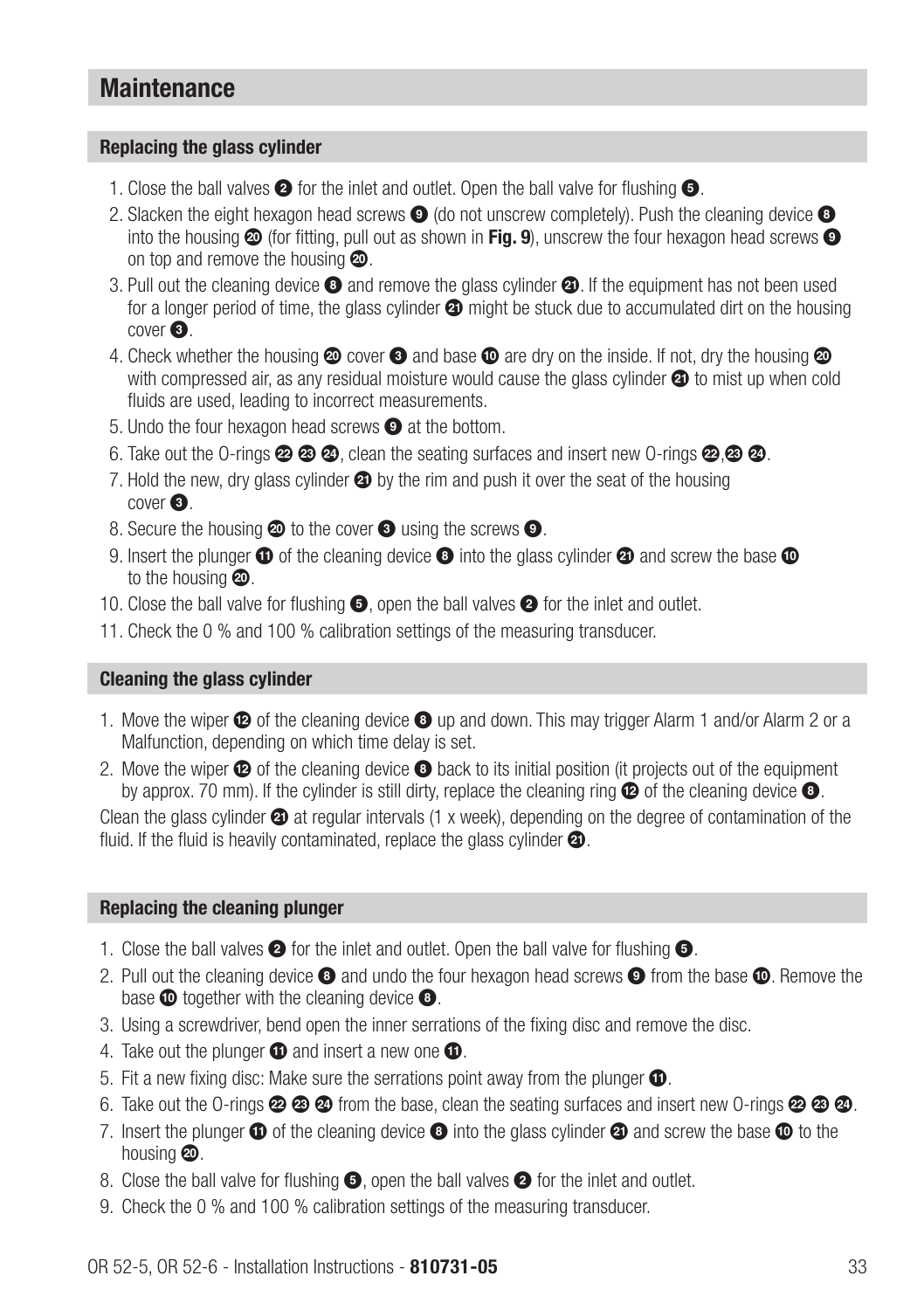# Maintenance

## Replacing the glass cylinder

1. Close the ball valves ❷ for the inlet and outlet. Open the ball valve for flushing ❺.
2. Slacken the eight hexagon head screws ❾ (do not unscrew completely). Push the cleaning device ❽ into the housing ⓴ (for fitting, pull out as shown in **Fig. 9**), unscrew the four hexagon head screws ❾ on top and remove the housing ⓴.
3. Pull out the cleaning device ❽ and remove the glass cylinder ㉑. If the equipment has not been used for a longer period of time, the glass cylinder ㉑ might be stuck due to accumulated dirt on the housing cover ❸.
4. Check whether the housing ⓴ cover ❸ and base ❿ are dry on the inside. If not, dry the housing ⓴ with compressed air, as any residual moisture would cause the glass cylinder ㉑ to mist up when cold fluids are used, leading to incorrect measurements.
5. Undo the four hexagon head screws ❾ at the bottom.
6. Take out the O-rings ㉒ ㉓ ㉔, clean the seating surfaces and insert new O-rings ㉒,㉓ ㉔.
7. Hold the new, dry glass cylinder ㉑ by the rim and push it over the seat of the housing cover ❸.
8. Secure the housing ⓴ to the cover ❸ using the screws ❾.
9. Insert the plunger ⓫ of the cleaning device ❽ into the glass cylinder ㉑ and screw the base ❿ to the housing ⓴.
10. Close the ball valve for flushing ❺, open the ball valves ❷ for the inlet and outlet.
11. Check the 0 % and 100 % calibration settings of the measuring transducer.

## Cleaning the glass cylinder

1. Move the wiper ⓬ of the cleaning device ❽ up and down. This may trigger Alarm 1 and/or Alarm 2 or a Malfunction, depending on which time delay is set.
2. Move the wiper ⓬ of the cleaning device ❽ back to its initial position (it projects out of the equipment by approx. 70 mm). If the cylinder is still dirty, replace the cleaning ring ⓬ of the cleaning device ❽.

Clean the glass cylinder ㉑ at regular intervals (1 x week), depending on the degree of contamination of the fluid. If the fluid is heavily contaminated, replace the glass cylinder ㉑.

## Replacing the cleaning plunger

1. Close the ball valves ❷ for the inlet and outlet. Open the ball valve for flushing ❺.
2. Pull out the cleaning device ❽ and undo the four hexagon head screws ❾ from the base ❿. Remove the base ❿ together with the cleaning device ❽.
3. Using a screwdriver, bend open the inner serrations of the fixing disc and remove the disc.
4. Take out the plunger ⓫ and insert a new one ⓫.
5. Fit a new fixing disc: Make sure the serrations point away from the plunger ⓫.
6. Take out the O-rings ㉒ ㉓ ㉔ from the base, clean the seating surfaces and insert new O-rings ㉒ ㉓ ㉔.
7. Insert the plunger ⓫ of the cleaning device ❽ into the glass cylinder ㉑ and screw the base ❿ to the housing ⓴.
8. Close the ball valve for flushing ❺, open the ball valves ❷ for the inlet and outlet.
9. Check the 0 % and 100 % calibration settings of the measuring transducer.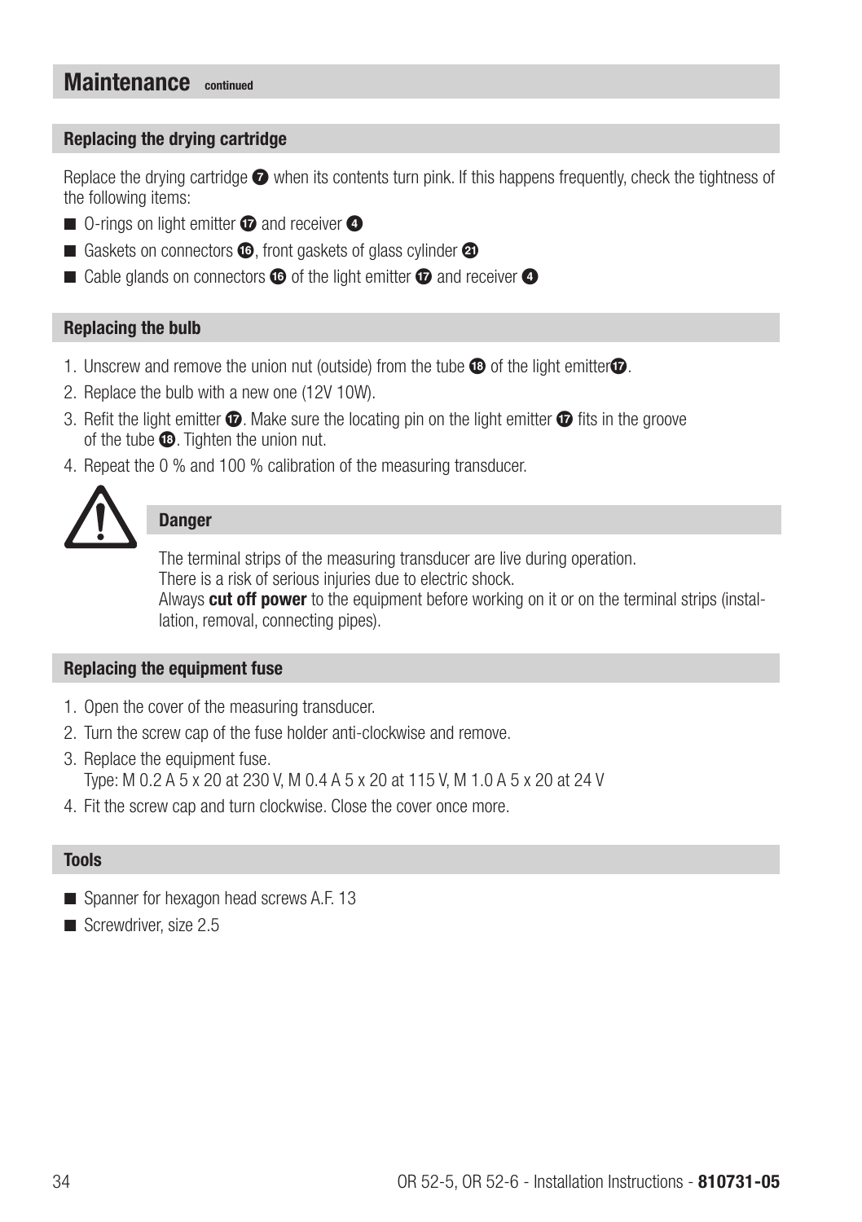# Maintenance continued

## Replacing the drying cartridge

Replace the drying cartridge ❼ when its contents turn pink. If this happens frequently, check the tightness of the following items:

- O-rings on light emitter ⓱ and receiver ❹
- Gaskets on connectors ⓰, front gaskets of glass cylinder ㉑
- Cable glands on connectors ⓰ of the light emitter ⓱ and receiver ❹

## Replacing the bulb

1. Unscrew and remove the union nut (outside) from the tube ⓲ of the light emitter⓱.
2. Replace the bulb with a new one (12V 10W).
3. Refit the light emitter ⓱. Make sure the locating pin on the light emitter ⓱ fits in the groove of the tube ⓲. Tighten the union nut.
4. Repeat the 0 % and 100 % calibration of the measuring transducer.

**Danger**

The terminal strips of the measuring transducer are live during operation.
There is a risk of serious injuries due to electric shock.
Always **cut off power** to the equipment before working on it or on the terminal strips (installation, removal, connecting pipes).

## Replacing the equipment fuse

1. Open the cover of the measuring transducer.
2. Turn the screw cap of the fuse holder anti-clockwise and remove.
3. Replace the equipment fuse.
   Type: M 0.2 A 5 x 20 at 230 V, M 0.4 A 5 x 20 at 115 V, M 1.0 A 5 x 20 at 24 V
4. Fit the screw cap and turn clockwise. Close the cover once more.

## Tools

- Spanner for hexagon head screws A.F. 13
- Screwdriver, size 2.5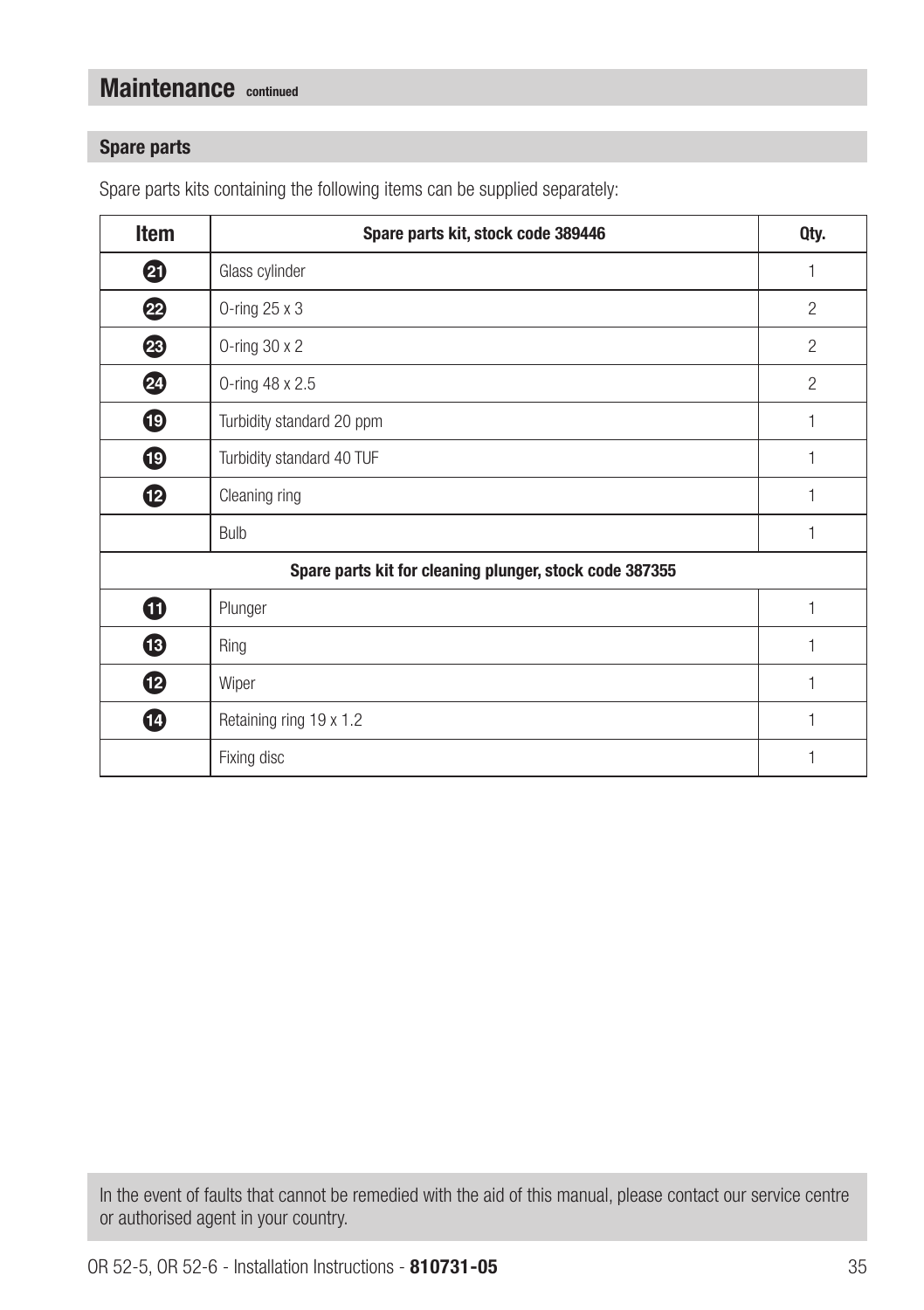# Maintenance continued

## Spare parts

Spare parts kits containing the following items can be supplied separately:

| Item | Spare parts kit, stock code 389446 | Qty. |
| --- | --- | --- |
| 21 | Glass cylinder | 1 |
| 22 | O-ring 25 x 3 | 2 |
| 23 | O-ring 30 x 2 | 2 |
| 24 | O-ring 48 x 2.5 | 2 |
| 19 | Turbidity standard 20 ppm | 1 |
| 19 | Turbidity standard 40 TUF | 1 |
| 12 | Cleaning ring | 1 |
| | Bulb | 1 |
| | **Spare parts kit for cleaning plunger, stock code 387355** | |
| 11 | Plunger | 1 |
| 13 | Ring | 1 |
| 12 | Wiper | 1 |
| 14 | Retaining ring 19 x 1.2 | 1 |
| | Fixing disc | 1 |

In the event of faults that cannot be remedied with the aid of this manual, please contact our service centre or authorised agent in your country.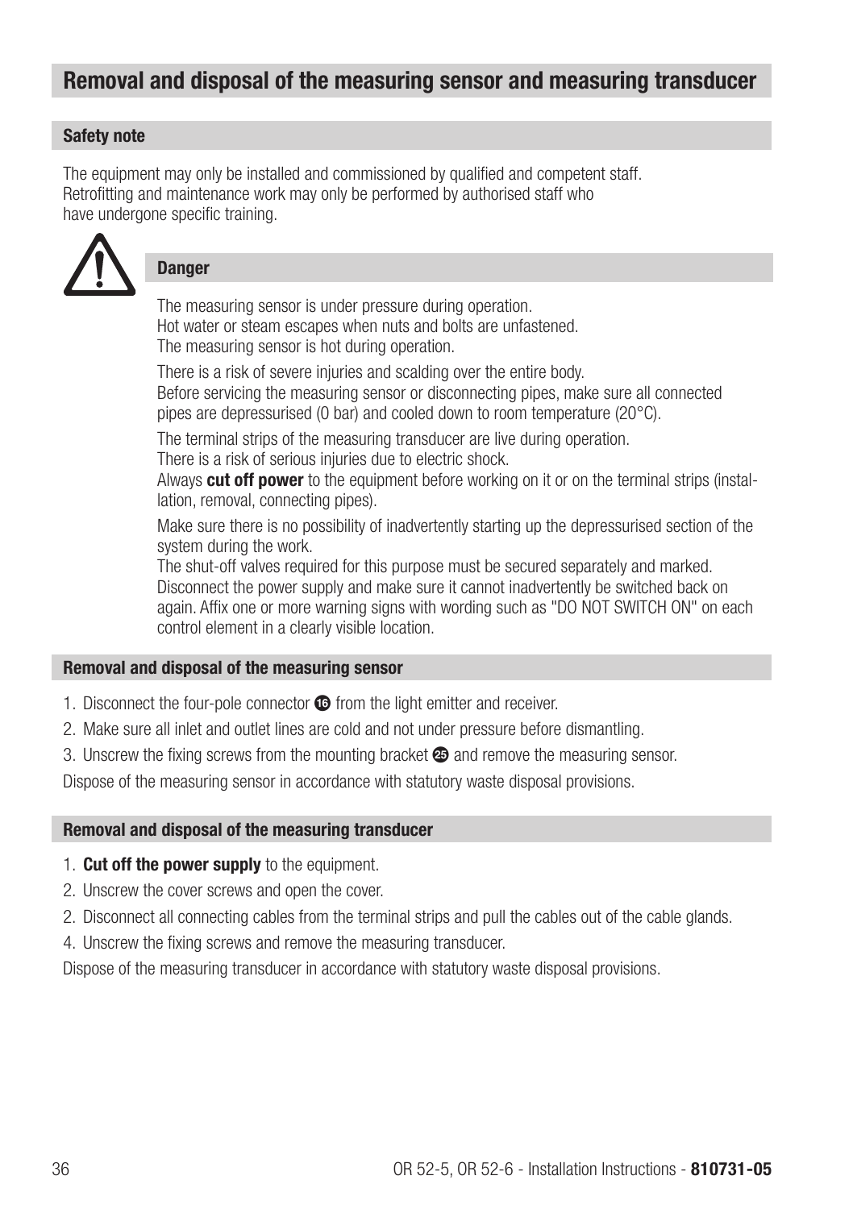## Removal and disposal of the measuring sensor and measuring transducer

### Safety note

The equipment may only be installed and commissioned by qualified and competent staff.
Retrofitting and maintenance work may only be performed by authorised staff who have undergone specific training.

### Danger

The measuring sensor is under pressure during operation.
Hot water or steam escapes when nuts and bolts are unfastened.
The measuring sensor is hot during operation.

There is a risk of severe injuries and scalding over the entire body.
Before servicing the measuring sensor or disconnecting pipes, make sure all connected pipes are depressurised (0 bar) and cooled down to room temperature (20°C).

The terminal strips of the measuring transducer are live during operation.
There is a risk of serious injuries due to electric shock.
Always **cut off power** to the equipment before working on it or on the terminal strips (installation, removal, connecting pipes).

Make sure there is no possibility of inadvertently starting up the depressurised section of the system during the work.
The shut-off valves required for this purpose must be secured separately and marked.
Disconnect the power supply and make sure it cannot inadvertently be switched back on again. Affix one or more warning signs with wording such as "DO NOT SWITCH ON" on each control element in a clearly visible location.

### Removal and disposal of the measuring sensor

1. Disconnect the four-pole connector ⓰ from the light emitter and receiver.
2. Make sure all inlet and outlet lines are cold and not under pressure before dismantling.
3. Unscrew the fixing screws from the mounting bracket ㉕ and remove the measuring sensor.

Dispose of the measuring sensor in accordance with statutory waste disposal provisions.

### Removal and disposal of the measuring transducer

1. **Cut off the power supply** to the equipment.
2. Unscrew the cover screws and open the cover.
2. Disconnect all connecting cables from the terminal strips and pull the cables out of the cable glands.
4. Unscrew the fixing screws and remove the measuring transducer.

Dispose of the measuring transducer in accordance with statutory waste disposal provisions.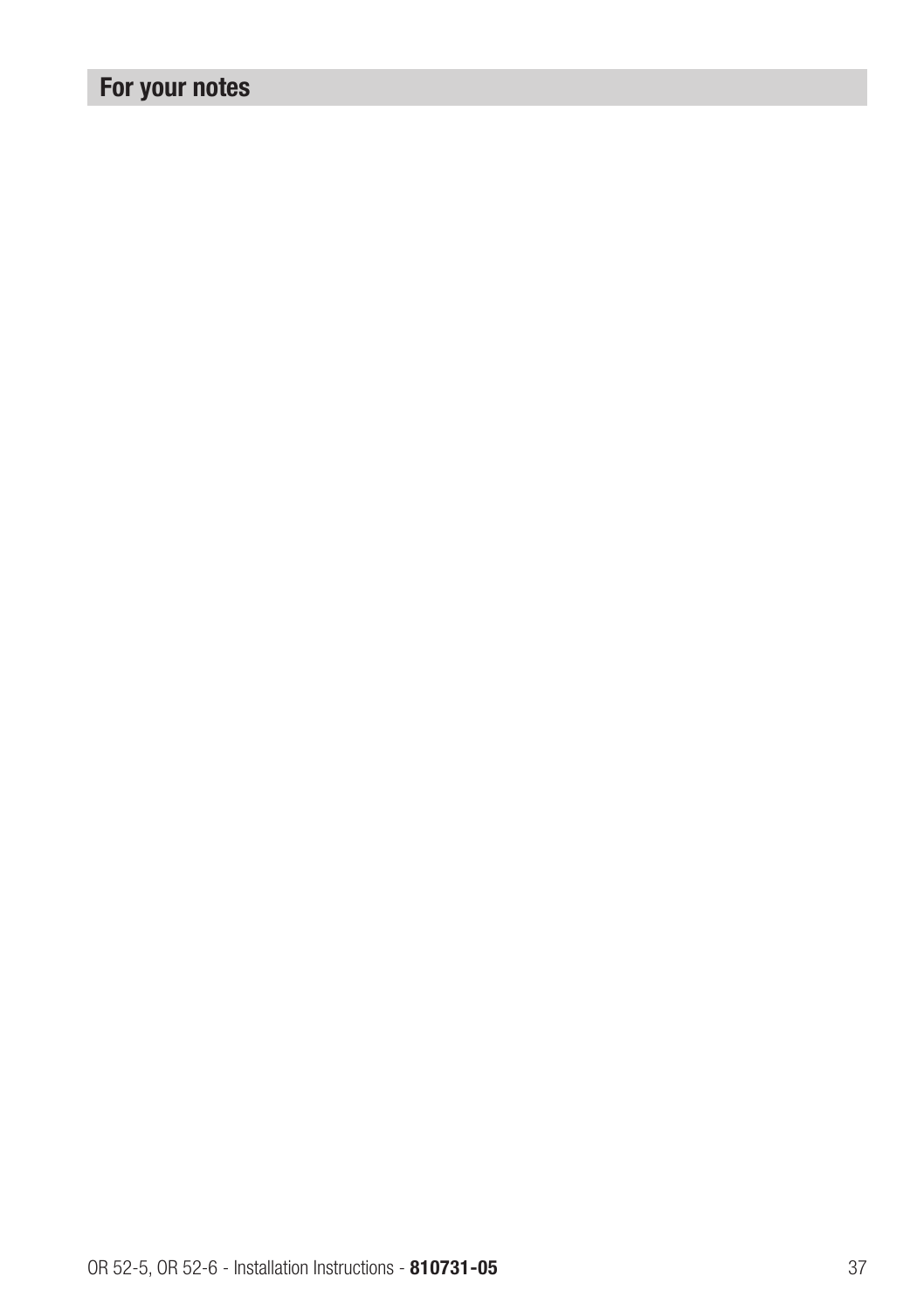## For your notes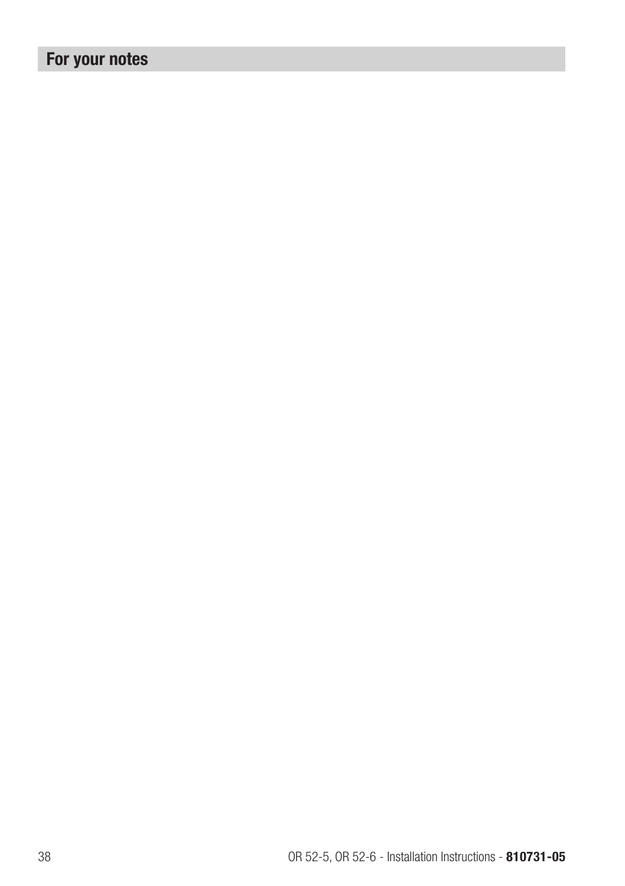## For your notes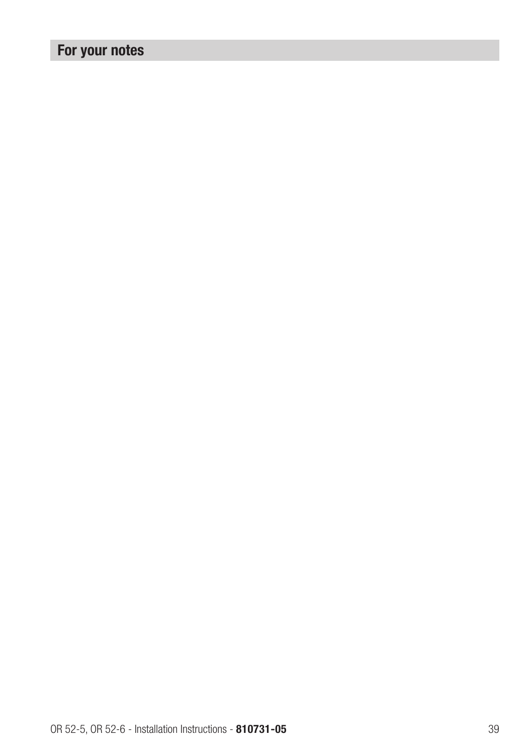## For your notes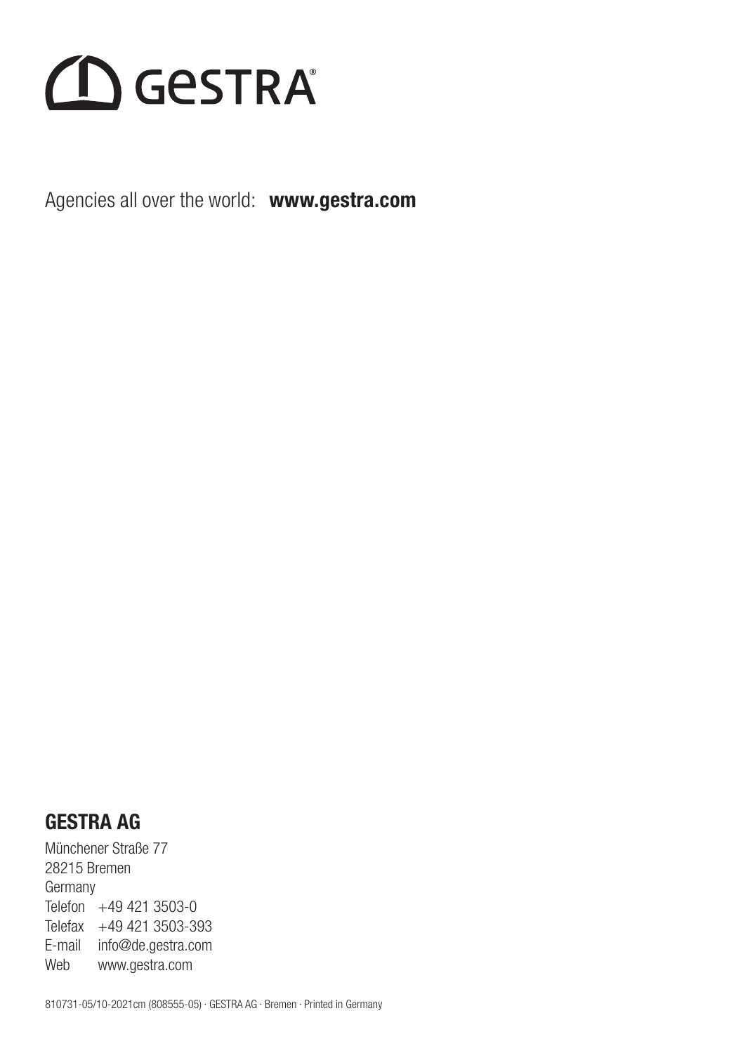GESTRA®

Agencies all over the world: **www.gestra.com**

## GESTRA AG

Münchener Straße 77
28215 Bremen
Germany
Telefon +49 421 3503-0
Telefax +49 421 3503-393
E-mail info@de.gestra.com
Web www.gestra.com

810731-05/10-2021cm (808555-05) · GESTRA AG · Bremen · Printed in Germany